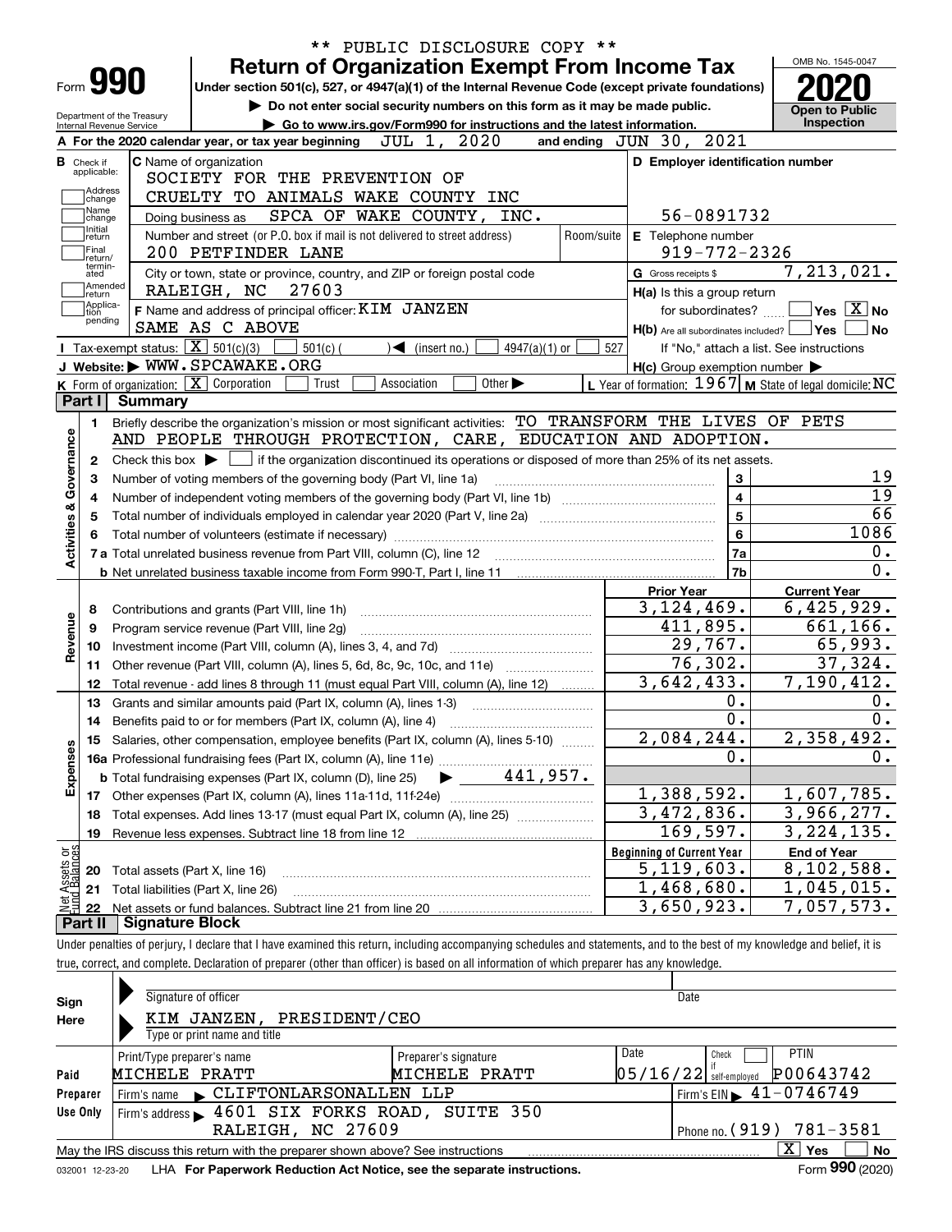\*\* PUBLIC DISCLOSURE COPY \*\*

# Form 990 — Return of Organization Exempt From Income Tax

Under section 501(c), 527, or 4947(a)(1) of the Internal Revenue Code (except private foundations)

▶ Do not enter social security numbers on this form as it may be made public.

▶ Go to www.irs.gov/Form990 for instructions and the latest information.

Department of the Treasury
Internal Revenue Service

OMB No. 1545-0047

**2020**

**Open to Public Inspection**

**A** For the 2020 calendar year, or tax year beginning JUL 1, 2020 and ending JUN 30, 2021

**B** Check if applicable: Address change; Name change; Initial return; Final return/terminated; Amended return; Application pending

**C** Name of organization: SOCIETY FOR THE PREVENTION OF CRUELTY TO ANIMALS WAKE COUNTY INC

Doing business as: SPCA OF WAKE COUNTY, INC.

Number and street (or P.O. box if mail is not delivered to street address): 200 PETFINDER LANE — Room/suite:

City or town, state or province, country, and ZIP or foreign postal code: RALEIGH, NC 27603

**D** Employer identification number: 56-0891732

**E** Telephone number: 919-772-2326

**G** Gross receipts $ 7,213,021.

**F** Name and address of principal officer: KIM JANZEN, SAME AS C ABOVE

**H(a)** Is this a group return for subordinates? ☐ Yes ☒ No

**H(b)** Are all subordinates included? ☐ Yes ☐ No — If "No," attach a list. See instructions

**H(c)** Group exemption number ▶

**I** Tax-exempt status: ☒ 501(c)(3) ☐ 501(c) ( ) ◀ (insert no.) ☐ 4947(a)(1) or ☐ 527

**J** Website: ▶ WWW.SPCAWAKE.ORG

**K** Form of organization: ☒ Corporation ☐ Trust ☐ Association ☐ Other ▶

**L** Year of formation: 1967 **M** State of legal domicile: NC

## Part I Summary

**Activities & Governance**

1 Briefly describe the organization's mission or most significant activities: TO TRANSFORM THE LIVES OF PETS AND PEOPLE THROUGH PROTECTION, CARE, EDUCATION AND ADOPTION.

2 Check this box ▶ ☐ if the organization discontinued its operations or disposed of more than 25% of its net assets.

| Line | Description | No. | Value |
|---|---|---|---|
| 3 | Number of voting members of the governing body (Part VI, line 1a) | 3 | 19 |
| 4 | Number of independent voting members of the governing body (Part VI, line 1b) | 4 | 19 |
| 5 | Total number of individuals employed in calendar year 2020 (Part V, line 2a) | 5 | 66 |
| 6 | Total number of volunteers (estimate if necessary) | 6 | 1086 |
| 7a | Total unrelated business revenue from Part VIII, column (C), line 12 | 7a | 0. |
| 7b | Net unrelated business taxable income from Form 990-T, Part I, line 11 | 7b | 0. |

| Line | Description | Prior Year | Current Year |
|---|---|---|---|
| **Revenue** | | | |
| 8 | Contributions and grants (Part VIII, line 1h) | 3,124,469. | 6,425,929. |
| 9 | Program service revenue (Part VIII, line 2g) | 411,895. | 661,166. |
| 10 | Investment income (Part VIII, column (A), lines 3, 4, and 7d) | 29,767. | 65,993. |
| 11 | Other revenue (Part VIII, column (A), lines 5, 6d, 8c, 9c, 10c, and 11e) | 76,302. | 37,324. |
| 12 | Total revenue - add lines 8 through 11 (must equal Part VIII, column (A), line 12) | 3,642,433. | 7,190,412. |
| **Expenses** | | | |
| 13 | Grants and similar amounts paid (Part IX, column (A), lines 1-3) | 0. | 0. |
| 14 | Benefits paid to or for members (Part IX, column (A), line 4) | 0. | 0. |
| 15 | Salaries, other compensation, employee benefits (Part IX, column (A), lines 5-10) | 2,084,244. | 2,358,492. |
| 16a | Professional fundraising fees (Part IX, column (A), line 11e) | 0. | 0. |
| b | Total fundraising expenses (Part IX, column (D), line 25) ▶ 441,957. | | |
| 17 | Other expenses (Part IX, column (A), lines 11a-11d, 11f-24e) | 1,388,592. | 1,607,785. |
| 18 | Total expenses. Add lines 13-17 (must equal Part IX, column (A), line 25) | 3,472,836. | 3,966,277. |
| 19 | Revenue less expenses. Subtract line 18 from line 12 | 169,597. | 3,224,135. |

| Line | Net Assets or Fund Balances | Beginning of Current Year | End of Year |
|---|---|---|---|
| 20 | Total assets (Part X, line 16) | 5,119,603. | 8,102,588. |
| 21 | Total liabilities (Part X, line 26) | 1,468,680. | 1,045,015. |
| 22 | Net assets or fund balances. Subtract line 21 from line 20 | 3,650,923. | 7,057,573. |

## Part II Signature Block

Under penalties of perjury, I declare that I have examined this return, including accompanying schedules and statements, and to the best of my knowledge and belief, it is true, correct, and complete. Declaration of preparer (other than officer) is based on all information of which preparer has any knowledge.

**Sign Here**

Signature of officer — Date

KIM JANZEN, PRESIDENT/CEO
Type or print name and title

**Paid Preparer Use Only**

| Print/Type preparer's name | Preparer's signature | Date | Check if self-employed | PTIN |
|---|---|---|---|---|
| MICHELE PRATT | MICHELE PRATT | 05/16/22 | ☐ | P00643742 |

Firm's name ▶ CLIFTONLARSONALLEN LLP — Firm's EIN ▶ 41-0746749

Firm's address ▶ 4601 SIX FORKS ROAD, SUITE 350, RALEIGH, NC 27609 — Phone no. (919) 781-3581

May the IRS discuss this return with the preparer shown above? See instructions ☒ Yes ☐ No

032001 12-23-20 LHA For Paperwork Reduction Act Notice, see the separate instructions. Form **990** (2020)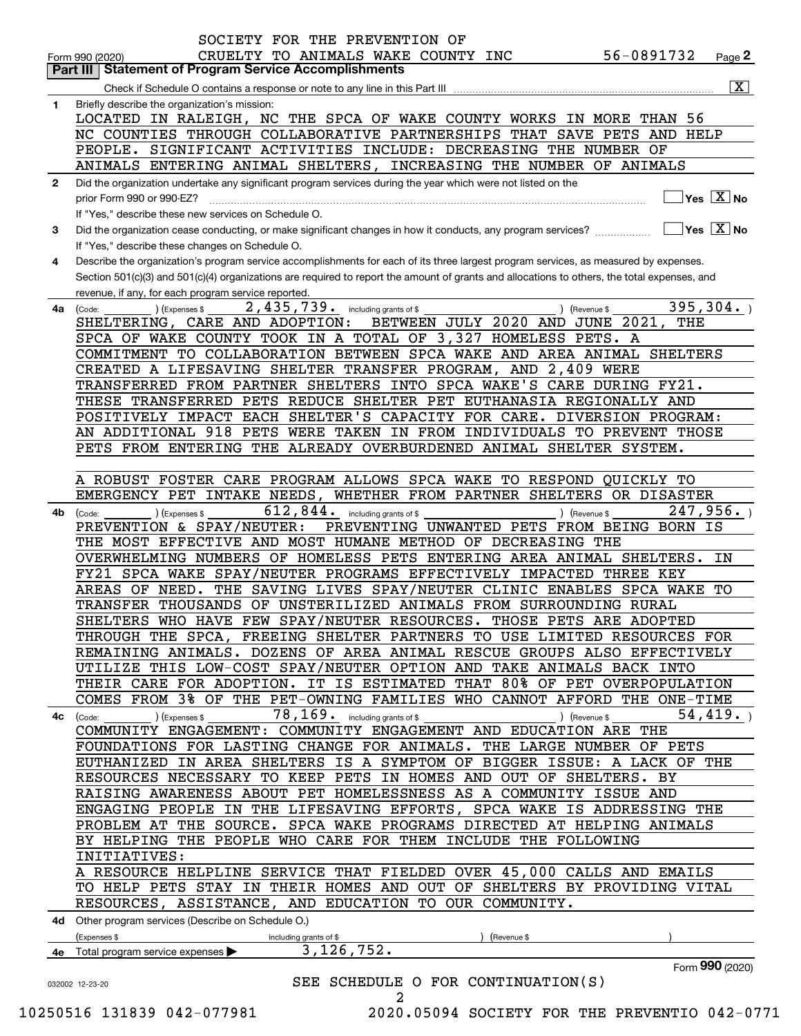SOCIETY FOR THE PREVENTION OF CRUELTY TO ANIMALS WAKE COUNTY INC 56-0891732

Form 990 (2020) Page 2

## Part III Statement of Program Service Accomplishments

Check if Schedule O contains a response or note to any line in this Part III [X]

**1** Briefly describe the organization's mission:

LOCATED IN RALEIGH, NC THE SPCA OF WAKE COUNTY WORKS IN MORE THAN 56 NC COUNTIES THROUGH COLLABORATIVE PARTNERSHIPS THAT SAVE PETS AND HELP PEOPLE. SIGNIFICANT ACTIVITIES INCLUDE: DECREASING THE NUMBER OF ANIMALS ENTERING ANIMAL SHELTERS, INCREASING THE NUMBER OF ANIMALS

**2** Did the organization undertake any significant program services during the year which were not listed on the prior Form 990 or 990-EZ? [ ] Yes [X] No

If "Yes," describe these new services on Schedule O.

**3** Did the organization cease conducting, or make significant changes in how it conducts, any program services? [ ] Yes [X] No

If "Yes," describe these changes on Schedule O.

**4** Describe the organization's program service accomplishments for each of its three largest program services, as measured by expenses. Section 501(c)(3) and 501(c)(4) organizations are required to report the amount of grants and allocations to others, the total expenses, and revenue, if any, for each program service reported.

**4a** (Code: ) (Expenses $ 2,435,739. including grants of $ ) (Revenue $ 395,304. )

SHELTERING, CARE AND ADOPTION: BETWEEN JULY 2020 AND JUNE 2021, THE SPCA OF WAKE COUNTY TOOK IN A TOTAL OF 3,327 HOMELESS PETS. A COMMITMENT TO COLLABORATION BETWEEN SPCA WAKE AND AREA ANIMAL SHELTERS CREATED A LIFESAVING SHELTER TRANSFER PROGRAM, AND 2,409 WERE TRANSFERRED FROM PARTNER SHELTERS INTO SPCA WAKE'S CARE DURING FY21. THESE TRANSFERRED PETS REDUCE SHELTER PET EUTHANASIA REGIONALLY AND POSITIVELY IMPACT EACH SHELTER'S CAPACITY FOR CARE. DIVERSION PROGRAM: AN ADDITIONAL 918 PETS WERE TAKEN IN FROM INDIVIDUALS TO PREVENT THOSE PETS FROM ENTERING THE ALREADY OVERBURDENED ANIMAL SHELTER SYSTEM.

A ROBUST FOSTER CARE PROGRAM ALLOWS SPCA WAKE TO RESPOND QUICKLY TO EMERGENCY PET INTAKE NEEDS, WHETHER FROM PARTNER SHELTERS OR DISASTER

**4b** (Code: ) (Expenses $ 612,844. including grants of $ ) (Revenue $ 247,956. )

PREVENTION & SPAY/NEUTER: PREVENTING UNWANTED PETS FROM BEING BORN IS THE MOST EFFECTIVE AND MOST HUMANE METHOD OF DECREASING THE OVERWHELMING NUMBERS OF HOMELESS PETS ENTERING AREA ANIMAL SHELTERS. IN FY21 SPCA WAKE SPAY/NEUTER PROGRAMS EFFECTIVELY IMPACTED THREE KEY AREAS OF NEED. THE SAVING LIVES SPAY/NEUTER CLINIC ENABLES SPCA WAKE TO TRANSFER THOUSANDS OF UNSTERILIZED ANIMALS FROM SURROUNDING RURAL SHELTERS WHO HAVE FEW SPAY/NEUTER RESOURCES. THOSE PETS ARE ADOPTED THROUGH THE SPCA, FREEING SHELTER PARTNERS TO USE LIMITED RESOURCES FOR REMAINING ANIMALS. DOZENS OF AREA ANIMAL RESCUE GROUPS ALSO EFFECTIVELY UTILIZE THIS LOW-COST SPAY/NEUTER OPTION AND TAKE ANIMALS BACK INTO THEIR CARE FOR ADOPTION. IT IS ESTIMATED THAT 80% OF PET OVERPOPULATION COMES FROM 3% OF THE PET-OWNING FAMILIES WHO CANNOT AFFORD THE ONE-TIME

**4c** (Code: ) (Expenses $ 78,169. including grants of $ ) (Revenue $ 54,419. )

COMMUNITY ENGAGEMENT: COMMUNITY ENGAGEMENT AND EDUCATION ARE THE FOUNDATIONS FOR LASTING CHANGE FOR ANIMALS. THE LARGE NUMBER OF PETS EUTHANIZED IN AREA SHELTERS IS A SYMPTOM OF BIGGER ISSUE: A LACK OF THE RESOURCES NECESSARY TO KEEP PETS IN HOMES AND OUT OF SHELTERS. BY RAISING AWARENESS ABOUT PET HOMELESSNESS AS A COMMUNITY ISSUE AND ENGAGING PEOPLE IN THE LIFESAVING EFFORTS, SPCA WAKE IS ADDRESSING THE PROBLEM AT THE SOURCE. SPCA WAKE PROGRAMS DIRECTED AT HELPING ANIMALS BY HELPING THE PEOPLE WHO CARE FOR THEM INCLUDE THE FOLLOWING INITIATIVES:

A RESOURCE HELPLINE SERVICE THAT FIELDED OVER 45,000 CALLS AND EMAILS TO HELP PETS STAY IN THEIR HOMES AND OUT OF SHELTERS BY PROVIDING VITAL RESOURCES, ASSISTANCE, AND EDUCATION TO OUR COMMUNITY.

**4d** Other program services (Describe on Schedule O.)

(Expenses $ including grants of $ ) (Revenue $ )

**4e** Total program service expenses ▶ 3,126,752.

Form **990** (2020)

032002 12-23-20

SEE SCHEDULE O FOR CONTINUATION(S)

10250516 131839 042-077981 2020.05094 SOCIETY FOR THE PREVENTIO 042-0771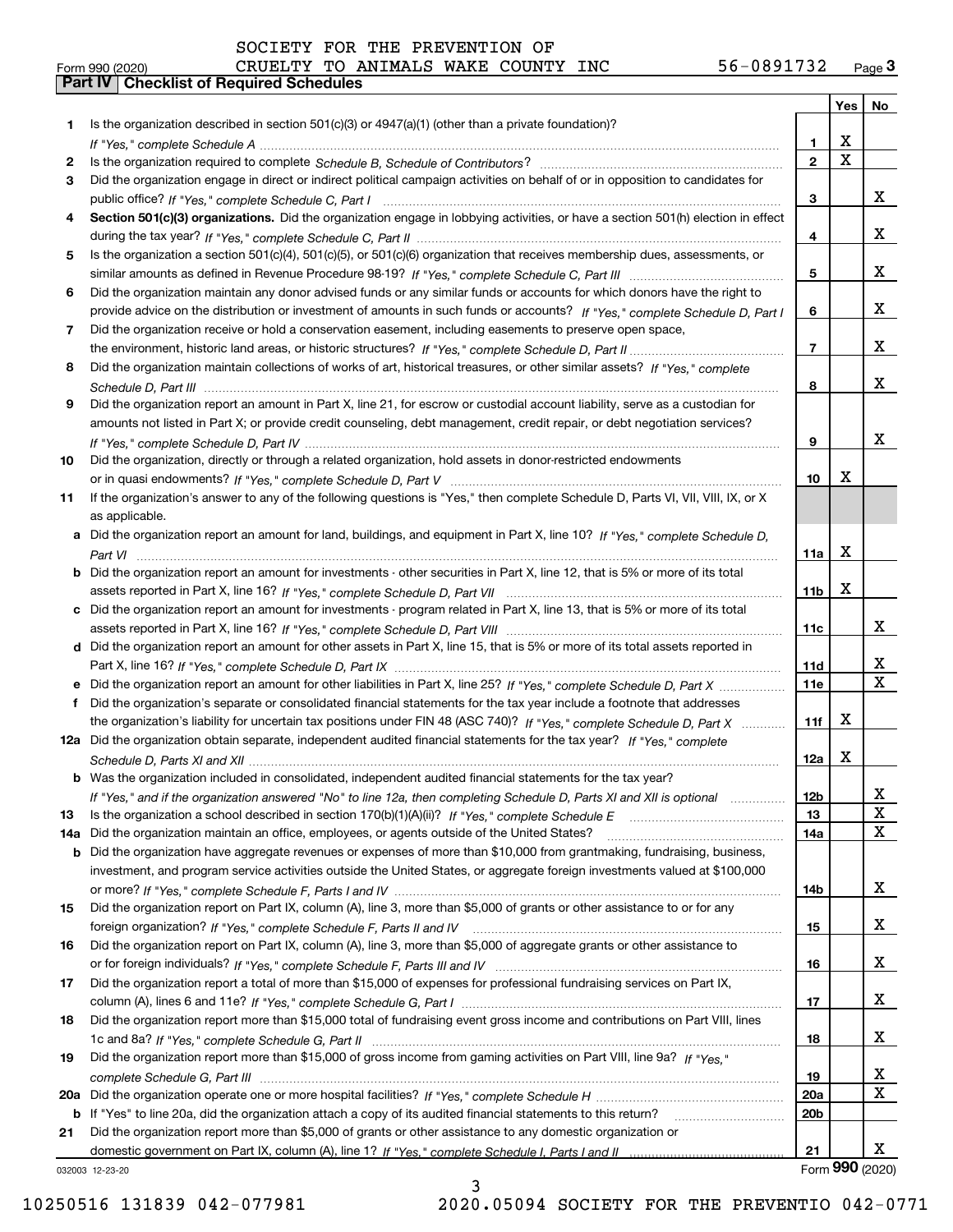SOCIETY FOR THE PREVENTION OF CRUELTY TO ANIMALS WAKE COUNTY INC 56-0891732

Form 990 (2020)

## Part IV Checklist of Required Schedules

| | | | Yes | No |
|---|---|---|---|---|
| 1 | Is the organization described in section 501(c)(3) or 4947(a)(1) (other than a private foundation)? *If "Yes," complete Schedule A* | 1 | X | |
| 2 | Is the organization required to complete *Schedule B, Schedule of Contributors*? | 2 | X | |
| 3 | Did the organization engage in direct or indirect political campaign activities on behalf of or in opposition to candidates for public office? *If "Yes," complete Schedule C, Part I* | 3 | | X |
| 4 | **Section 501(c)(3) organizations.** Did the organization engage in lobbying activities, or have a section 501(h) election in effect during the tax year? *If "Yes," complete Schedule C, Part II* | 4 | | X |
| 5 | Is the organization a section 501(c)(4), 501(c)(5), or 501(c)(6) organization that receives membership dues, assessments, or similar amounts as defined in Revenue Procedure 98-19? *If "Yes," complete Schedule C, Part III* | 5 | | X |
| 6 | Did the organization maintain any donor advised funds or any similar funds or accounts for which donors have the right to provide advice on the distribution or investment of amounts in such funds or accounts? *If "Yes," complete Schedule D, Part I* | 6 | | X |
| 7 | Did the organization receive or hold a conservation easement, including easements to preserve open space, the environment, historic land areas, or historic structures? *If "Yes," complete Schedule D, Part II* | 7 | | X |
| 8 | Did the organization maintain collections of works of art, historical treasures, or other similar assets? *If "Yes," complete Schedule D, Part III* | 8 | | X |
| 9 | Did the organization report an amount in Part X, line 21, for escrow or custodial account liability, serve as a custodian for amounts not listed in Part X; or provide credit counseling, debt management, credit repair, or debt negotiation services? *If "Yes," complete Schedule D, Part IV* | 9 | | X |
| 10 | Did the organization, directly or through a related organization, hold assets in donor-restricted endowments or in quasi endowments? *If "Yes," complete Schedule D, Part V* | 10 | X | |
| 11 | If the organization's answer to any of the following questions is "Yes," then complete Schedule D, Parts VI, VII, VIII, IX, or X as applicable. | | | |
| a | Did the organization report an amount for land, buildings, and equipment in Part X, line 10? *If "Yes," complete Schedule D, Part VI* | 11a | X | |
| b | Did the organization report an amount for investments - other securities in Part X, line 12, that is 5% or more of its total assets reported in Part X, line 16? *If "Yes," complete Schedule D, Part VII* | 11b | X | |
| c | Did the organization report an amount for investments - program related in Part X, line 13, that is 5% or more of its total assets reported in Part X, line 16? *If "Yes," complete Schedule D, Part VIII* | 11c | | X |
| d | Did the organization report an amount for other assets in Part X, line 15, that is 5% or more of its total assets reported in Part X, line 16? *If "Yes," complete Schedule D, Part IX* | 11d | | X |
| e | Did the organization report an amount for other liabilities in Part X, line 25? *If "Yes," complete Schedule D, Part X* | 11e | | X |
| f | Did the organization's separate or consolidated financial statements for the tax year include a footnote that addresses the organization's liability for uncertain tax positions under FIN 48 (ASC 740)? *If "Yes," complete Schedule D, Part X* | 11f | X | |
| 12a | Did the organization obtain separate, independent audited financial statements for the tax year? *If "Yes," complete Schedule D, Parts XI and XII* | 12a | X | |
| b | Was the organization included in consolidated, independent audited financial statements for the tax year? *If "Yes," and if the organization answered "No" to line 12a, then completing Schedule D, Parts XI and XII is optional* | 12b | | X |
| 13 | Is the organization a school described in section 170(b)(1)(A)(ii)? *If "Yes," complete Schedule E* | 13 | | X |
| 14a | Did the organization maintain an office, employees, or agents outside of the United States? | 14a | | X |
| b | Did the organization have aggregate revenues or expenses of more than $10,000 from grantmaking, fundraising, business, investment, and program service activities outside the United States, or aggregate foreign investments valued at $100,000 or more? *If "Yes," complete Schedule F, Parts I and IV* | 14b | | X |
| 15 | Did the organization report on Part IX, column (A), line 3, more than $5,000 of grants or other assistance to or for any foreign organization? *If "Yes," complete Schedule F, Parts II and IV* | 15 | | X |
| 16 | Did the organization report on Part IX, column (A), line 3, more than $5,000 of aggregate grants or other assistance to or for foreign individuals? *If "Yes," complete Schedule F, Parts III and IV* | 16 | | X |
| 17 | Did the organization report a total of more than $15,000 of expenses for professional fundraising services on Part IX, column (A), lines 6 and 11e? *If "Yes," complete Schedule G, Part I* | 17 | | X |
| 18 | Did the organization report more than $15,000 total of fundraising event gross income and contributions on Part VIII, lines 1c and 8a? *If "Yes," complete Schedule G, Part II* | 18 | | X |
| 19 | Did the organization report more than $15,000 of gross income from gaming activities on Part VIII, line 9a? *If "Yes," complete Schedule G, Part III* | 19 | | X |
| 20a | Did the organization operate one or more hospital facilities? *If "Yes," complete Schedule H* | 20a | | X |
| b | If "Yes" to line 20a, did the organization attach a copy of its audited financial statements to this return? | 20b | | |
| 21 | Did the organization report more than $5,000 of grants or other assistance to any domestic organization or domestic government on Part IX, column (A), line 1? *If "Yes," complete Schedule I, Parts I and II* | 21 | | X |

032003 12-23-20

Form **990** (2020)

10250516 131839 042-077981 2020.05094 SOCIETY FOR THE PREVENTIO 042-0771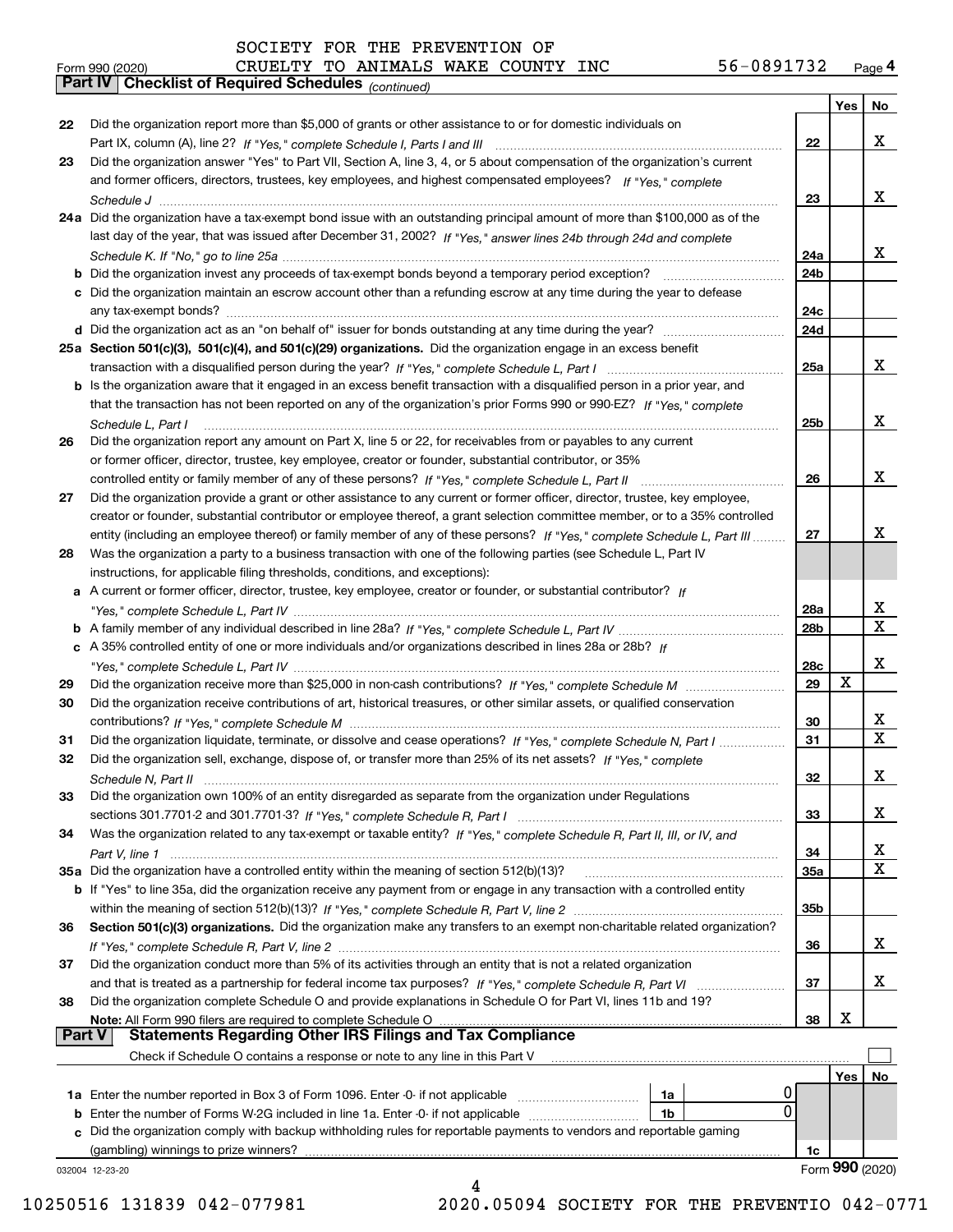SOCIETY FOR THE PREVENTION OF CRUELTY TO ANIMALS WAKE COUNTY INC 56-0891732

Form 990 (2020)

## Part IV Checklist of Required Schedules *(continued)*

| | | | Yes | No |
|---|---|---|---|---|
| 22 | Did the organization report more than $5,000 of grants or other assistance to or for domestic individuals on Part IX, column (A), line 2? *If "Yes," complete Schedule I, Parts I and III* | 22 | | X |
| 23 | Did the organization answer "Yes" to Part VII, Section A, line 3, 4, or 5 about compensation of the organization's current and former officers, directors, trustees, key employees, and highest compensated employees? *If "Yes," complete Schedule J* | 23 | | X |
| 24a | Did the organization have a tax-exempt bond issue with an outstanding principal amount of more than $100,000 as of the last day of the year, that was issued after December 31, 2002? *If "Yes," answer lines 24b through 24d and complete Schedule K. If "No," go to line 25a* | 24a | | X |
| b | Did the organization invest any proceeds of tax-exempt bonds beyond a temporary period exception? | 24b | | |
| c | Did the organization maintain an escrow account other than a refunding escrow at any time during the year to defease any tax-exempt bonds? | 24c | | |
| d | Did the organization act as an "on behalf of" issuer for bonds outstanding at any time during the year? | 24d | | |
| 25a | **Section 501(c)(3), 501(c)(4), and 501(c)(29) organizations.** Did the organization engage in an excess benefit transaction with a disqualified person during the year? *If "Yes," complete Schedule L, Part I* | 25a | | X |
| b | Is the organization aware that it engaged in an excess benefit transaction with a disqualified person in a prior year, and that the transaction has not been reported on any of the organization's prior Forms 990 or 990-EZ? *If "Yes," complete Schedule L, Part I* | 25b | | X |
| 26 | Did the organization report any amount on Part X, line 5 or 22, for receivables from or payables to any current or former officer, director, trustee, key employee, creator or founder, substantial contributor, or 35% controlled entity or family member of any of these persons? *If "Yes," complete Schedule L, Part II* | 26 | | X |
| 27 | Did the organization provide a grant or other assistance to any current or former officer, director, trustee, key employee, creator or founder, substantial contributor or employee thereof, a grant selection committee member, or to a 35% controlled entity (including an employee thereof) or family member of any of these persons? *If "Yes," complete Schedule L, Part III* | 27 | | X |
| 28 | Was the organization a party to a business transaction with one of the following parties (see Schedule L, Part IV instructions, for applicable filing thresholds, conditions, and exceptions): | | | |
| a | A current or former officer, director, trustee, key employee, creator or founder, or substantial contributor? *If "Yes," complete Schedule L, Part IV* | 28a | | X |
| b | A family member of any individual described in line 28a? *If "Yes," complete Schedule L, Part IV* | 28b | | X |
| c | A 35% controlled entity of one or more individuals and/or organizations described in lines 28a or 28b? *If "Yes," complete Schedule L, Part IV* | 28c | | X |
| 29 | Did the organization receive more than $25,000 in non-cash contributions? *If "Yes," complete Schedule M* | 29 | X | |
| 30 | Did the organization receive contributions of art, historical treasures, or other similar assets, or qualified conservation contributions? *If "Yes," complete Schedule M* | 30 | | X |
| 31 | Did the organization liquidate, terminate, or dissolve and cease operations? *If "Yes," complete Schedule N, Part I* | 31 | | X |
| 32 | Did the organization sell, exchange, dispose of, or transfer more than 25% of its net assets? *If "Yes," complete Schedule N, Part II* | 32 | | X |
| 33 | Did the organization own 100% of an entity disregarded as separate from the organization under Regulations sections 301.7701-2 and 301.7701-3? *If "Yes," complete Schedule R, Part I* | 33 | | X |
| 34 | Was the organization related to any tax-exempt or taxable entity? *If "Yes," complete Schedule R, Part II, III, or IV, and Part V, line 1* | 34 | | X |
| 35a | Did the organization have a controlled entity within the meaning of section 512(b)(13)? | 35a | | X |
| b | If "Yes" to line 35a, did the organization receive any payment from or engage in any transaction with a controlled entity within the meaning of section 512(b)(13)? *If "Yes," complete Schedule R, Part V, line 2* | 35b | | |
| 36 | **Section 501(c)(3) organizations.** Did the organization make any transfers to an exempt non-charitable related organization? *If "Yes," complete Schedule R, Part V, line 2* | 36 | | X |
| 37 | Did the organization conduct more than 5% of its activities through an entity that is not a related organization and that is treated as a partnership for federal income tax purposes? *If "Yes," complete Schedule R, Part VI* | 37 | | X |
| 38 | Did the organization complete Schedule O and provide explanations in Schedule O for Part VI, lines 11b and 19? **Note:** All Form 990 filers are required to complete Schedule O | 38 | X | |

## Part V Statements Regarding Other IRS Filings and Tax Compliance

Check if Schedule O contains a response or note to any line in this Part V ☐

| | | | | | Yes | No |
|---|---|---|---|---|---|---|
| 1a | Enter the number reported in Box 3 of Form 1096. Enter -0- if not applicable | 1a | 0 | | | |
| b | Enter the number of Forms W-2G included in line 1a. Enter -0- if not applicable | 1b | 0 | | | |
| c | Did the organization comply with backup withholding rules for reportable payments to vendors and reportable gaming (gambling) winnings to prize winners? | | | 1c | | |

032004 12-23-20

Form **990** (2020)

10250516 131839 042-077981 2020.05094 SOCIETY FOR THE PREVENTIO 042-0771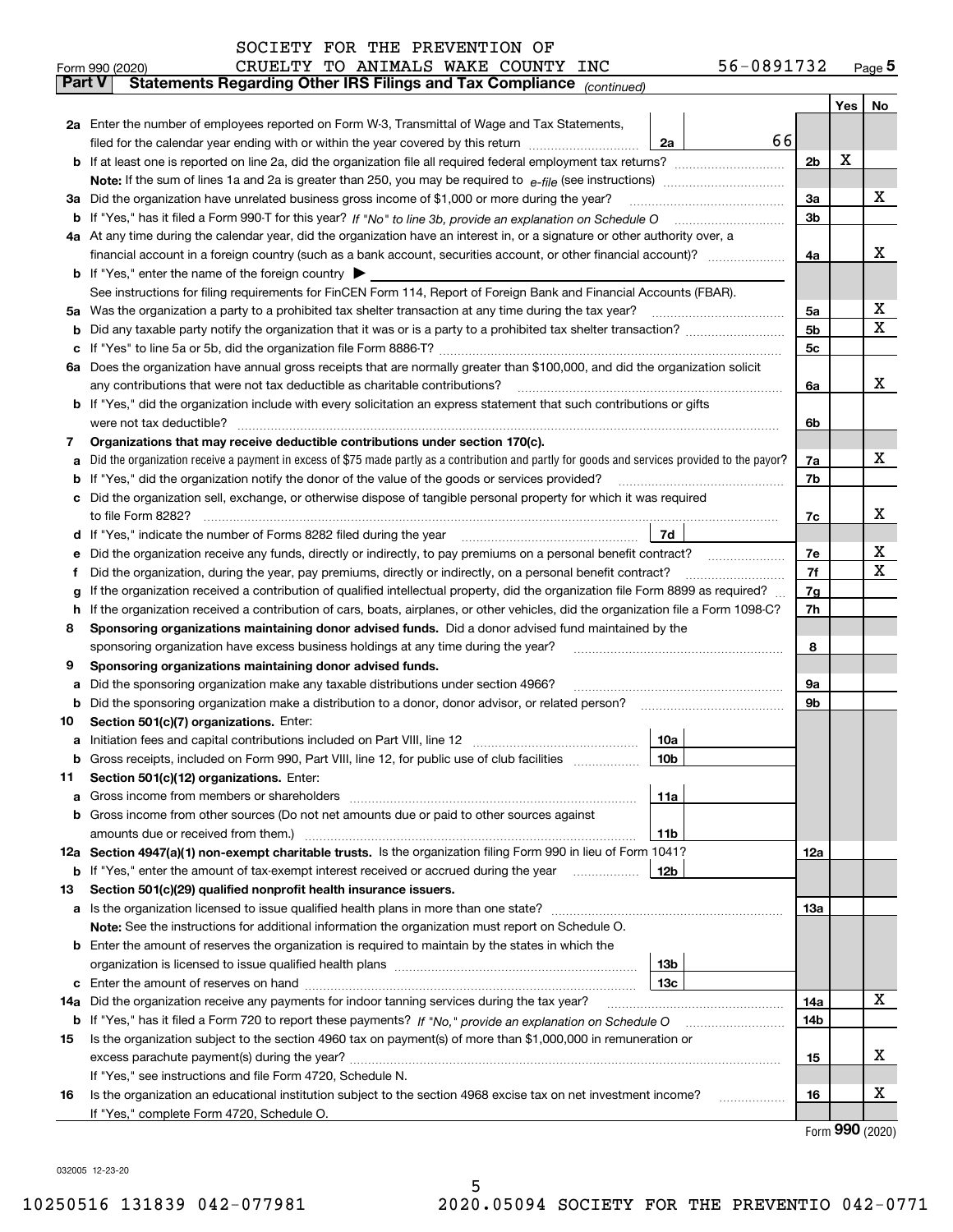SOCIETY FOR THE PREVENTION OF CRUELTY TO ANIMALS WAKE COUNTY INC 56-0891732

Form 990 (2020) Page 5

## Part V Statements Regarding Other IRS Filings and Tax Compliance *(continued)*

| | | | | | Yes | No |
|---|---|---|---|---|---|---|
| 2a | Enter the number of employees reported on Form W-3, Transmittal of Wage and Tax Statements, filed for the calendar year ending with or within the year covered by this return | 2a | 66 | | | |
| b | If at least one is reported on line 2a, did the organization file all required federal employment tax returns? | | | 2b | X | |
| | **Note:** If the sum of lines 1a and 2a is greater than 250, you may be required to *e-file* (see instructions) | | | | | |
| 3a | Did the organization have unrelated business gross income of $1,000 or more during the year? | | | 3a | | X |
| b | If "Yes," has it filed a Form 990-T for this year? *If "No" to line 3b, provide an explanation on Schedule O* | | | 3b | | |
| 4a | At any time during the calendar year, did the organization have an interest in, or a signature or other authority over, a financial account in a foreign country (such as a bank account, securities account, or other financial account)? | | | 4a | | X |
| b | If "Yes," enter the name of the foreign country ▶ | | | | | |
| | See instructions for filing requirements for FinCEN Form 114, Report of Foreign Bank and Financial Accounts (FBAR). | | | | | |
| 5a | Was the organization a party to a prohibited tax shelter transaction at any time during the tax year? | | | 5a | | X |
| b | Did any taxable party notify the organization that it was or is a party to a prohibited tax shelter transaction? | | | 5b | | X |
| c | If "Yes" to line 5a or 5b, did the organization file Form 8886-T? | | | 5c | | |
| 6a | Does the organization have annual gross receipts that are normally greater than $100,000, and did the organization solicit any contributions that were not tax deductible as charitable contributions? | | | 6a | | X |
| b | If "Yes," did the organization include with every solicitation an express statement that such contributions or gifts were not tax deductible? | | | 6b | | |
| 7 | **Organizations that may receive deductible contributions under section 170(c).** | | | | | |
| a | Did the organization receive a payment in excess of $75 made partly as a contribution and partly for goods and services provided to the payor? | | | 7a | | X |
| b | If "Yes," did the organization notify the donor of the value of the goods or services provided? | | | 7b | | |
| c | Did the organization sell, exchange, or otherwise dispose of tangible personal property for which it was required to file Form 8282? | | | 7c | | X |
| d | If "Yes," indicate the number of Forms 8282 filed during the year | 7d | | | | |
| e | Did the organization receive any funds, directly or indirectly, to pay premiums on a personal benefit contract? | | | 7e | | X |
| f | Did the organization, during the year, pay premiums, directly or indirectly, on a personal benefit contract? | | | 7f | | X |
| g | If the organization received a contribution of qualified intellectual property, did the organization file Form 8899 as required? | | | 7g | | |
| h | If the organization received a contribution of cars, boats, airplanes, or other vehicles, did the organization file a Form 1098-C? | | | 7h | | |
| 8 | **Sponsoring organizations maintaining donor advised funds.** Did a donor advised fund maintained by the sponsoring organization have excess business holdings at any time during the year? | | | 8 | | |
| 9 | **Sponsoring organizations maintaining donor advised funds.** | | | | | |
| a | Did the sponsoring organization make any taxable distributions under section 4966? | | | 9a | | |
| b | Did the sponsoring organization make a distribution to a donor, donor advisor, or related person? | | | 9b | | |
| 10 | **Section 501(c)(7) organizations.** Enter: | | | | | |
| a | Initiation fees and capital contributions included on Part VIII, line 12 | 10a | | | | |
| b | Gross receipts, included on Form 990, Part VIII, line 12, for public use of club facilities | 10b | | | | |
| 11 | **Section 501(c)(12) organizations.** Enter: | | | | | |
| a | Gross income from members or shareholders | 11a | | | | |
| b | Gross income from other sources (Do not net amounts due or paid to other sources against amounts due or received from them.) | 11b | | | | |
| 12a | **Section 4947(a)(1) non-exempt charitable trusts.** Is the organization filing Form 990 in lieu of Form 1041? | | | 12a | | |
| b | If "Yes," enter the amount of tax-exempt interest received or accrued during the year | 12b | | | | |
| 13 | **Section 501(c)(29) qualified nonprofit health insurance issuers.** | | | | | |
| a | Is the organization licensed to issue qualified health plans in more than one state? | | | 13a | | |
| | **Note:** See the instructions for additional information the organization must report on Schedule O. | | | | | |
| b | Enter the amount of reserves the organization is required to maintain by the states in which the organization is licensed to issue qualified health plans | 13b | | | | |
| c | Enter the amount of reserves on hand | 13c | | | | |
| 14a | Did the organization receive any payments for indoor tanning services during the tax year? | | | 14a | | X |
| b | If "Yes," has it filed a Form 720 to report these payments? *If "No," provide an explanation on Schedule O* | | | 14b | | |
| 15 | Is the organization subject to the section 4960 tax on payment(s) of more than $1,000,000 in remuneration or excess parachute payment(s) during the year? | | | 15 | | X |
| | If "Yes," see instructions and file Form 4720, Schedule N. | | | | | |
| 16 | Is the organization an educational institution subject to the section 4968 excise tax on net investment income? | | | 16 | | X |
| | If "Yes," complete Form 4720, Schedule O. | | | | | |

Form **990** (2020)

032005 12-23-20

10250516 131839 042-077981 2020.05094 SOCIETY FOR THE PREVENTIO 042-0771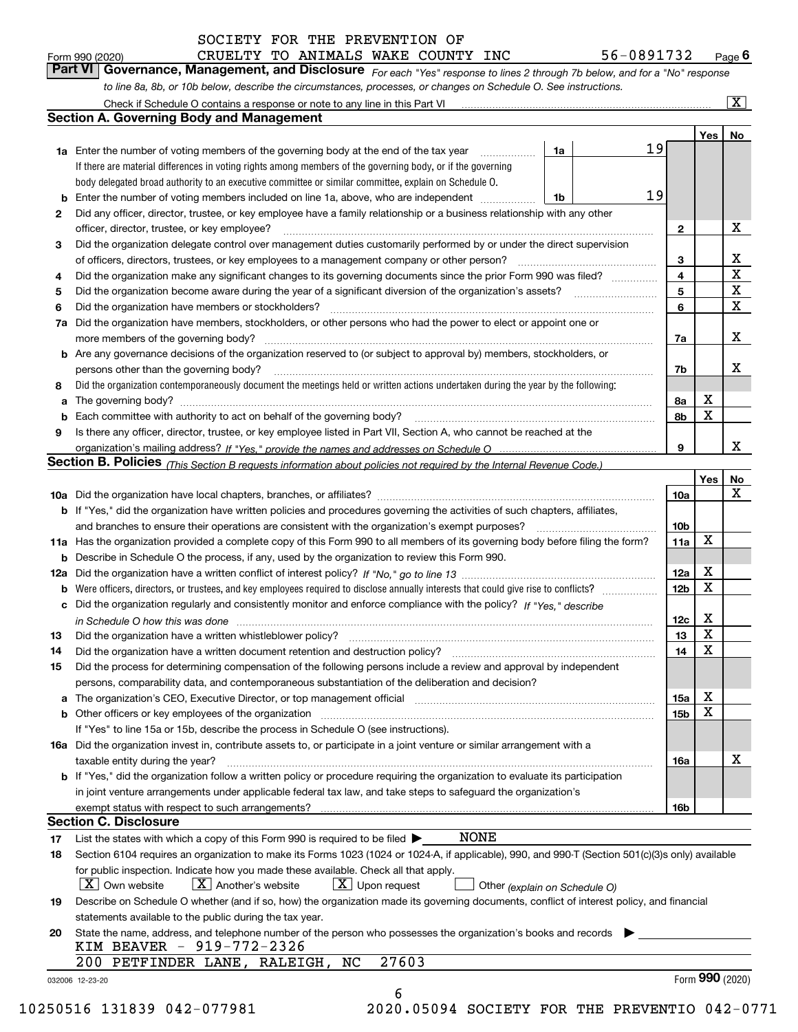SOCIETY FOR THE PREVENTION OF CRUELTY TO ANIMALS WAKE COUNTY INC — 56-0891732

Form 990 (2020) Page 6

## Part VI Governance, Management, and Disclosure

*For each "Yes" response to lines 2 through 7b below, and for a "No" response to line 8a, 8b, or 10b below, describe the circumstances, processes, or changes on Schedule O. See instructions.*

Check if Schedule O contains a response or note to any line in this Part VI [X]

### Section A. Governing Body and Management

| | | | Yes | No |
|---|---|---|---|---|
| 1a | Enter the number of voting members of the governing body at the end of the tax year — 1a: 19. If there are material differences in voting rights among members of the governing body, or if the governing body delegated broad authority to an executive committee or similar committee, explain on Schedule O. | | | |
| b | Enter the number of voting members included on line 1a, above, who are independent — 1b: 19 | | | |
| 2 | Did any officer, director, trustee, or key employee have a family relationship or a business relationship with any other officer, director, trustee, or key employee? | 2 | | X |
| 3 | Did the organization delegate control over management duties customarily performed by or under the direct supervision of officers, directors, trustees, or key employees to a management company or other person? | 3 | | X |
| 4 | Did the organization make any significant changes to its governing documents since the prior Form 990 was filed? | 4 | | X |
| 5 | Did the organization become aware during the year of a significant diversion of the organization's assets? | 5 | | X |
| 6 | Did the organization have members or stockholders? | 6 | | X |
| 7a | Did the organization have members, stockholders, or other persons who had the power to elect or appoint one or more members of the governing body? | 7a | | X |
| b | Are any governance decisions of the organization reserved to (or subject to approval by) members, stockholders, or persons other than the governing body? | 7b | | X |
| 8 | Did the organization contemporaneously document the meetings held or written actions undertaken during the year by the following: | | | |
| a | The governing body? | 8a | X | |
| b | Each committee with authority to act on behalf of the governing body? | 8b | X | |
| 9 | Is there any officer, director, trustee, or key employee listed in Part VII, Section A, who cannot be reached at the organization's mailing address? *If "Yes," provide the names and addresses on Schedule O* | 9 | | X |

### Section B. Policies *(This Section B requests information about policies not required by the Internal Revenue Code.)*

| | | | Yes | No |
|---|---|---|---|---|
| 10a | Did the organization have local chapters, branches, or affiliates? | 10a | | X |
| b | If "Yes," did the organization have written policies and procedures governing the activities of such chapters, affiliates, and branches to ensure their operations are consistent with the organization's exempt purposes? | 10b | | |
| 11a | Has the organization provided a complete copy of this Form 990 to all members of its governing body before filing the form? | 11a | X | |
| b | Describe in Schedule O the process, if any, used by the organization to review this Form 990. | | | |
| 12a | Did the organization have a written conflict of interest policy? *If "No," go to line 13* | 12a | X | |
| b | Were officers, directors, or trustees, and key employees required to disclose annually interests that could give rise to conflicts? | 12b | X | |
| c | Did the organization regularly and consistently monitor and enforce compliance with the policy? *If "Yes," describe in Schedule O how this was done* | 12c | X | |
| 13 | Did the organization have a written whistleblower policy? | 13 | X | |
| 14 | Did the organization have a written document retention and destruction policy? | 14 | X | |
| 15 | Did the process for determining compensation of the following persons include a review and approval by independent persons, comparability data, and contemporaneous substantiation of the deliberation and decision? | | | |
| a | The organization's CEO, Executive Director, or top management official | 15a | X | |
| b | Other officers or key employees of the organization | 15b | X | |
| | If "Yes" to line 15a or 15b, describe the process in Schedule O (see instructions). | | | |
| 16a | Did the organization invest in, contribute assets to, or participate in a joint venture or similar arrangement with a taxable entity during the year? | 16a | | X |
| b | If "Yes," did the organization follow a written policy or procedure requiring the organization to evaluate its participation in joint venture arrangements under applicable federal tax law, and take steps to safeguard the organization's exempt status with respect to such arrangements? | 16b | | |

### Section C. Disclosure

17 List the states with which a copy of this Form 990 is required to be filed ▶ NONE

18 Section 6104 requires an organization to make its Forms 1023 (1024 or 1024-A, if applicable), 990, and 990-T (Section 501(c)(3)s only) available for public inspection. Indicate how you made these available. Check all that apply.

[X] Own website [X] Another's website [X] Upon request [ ] Other *(explain on Schedule O)*

19 Describe on Schedule O whether (and if so, how) the organization made its governing documents, conflict of interest policy, and financial statements available to the public during the tax year.

20 State the name, address, and telephone number of the person who possesses the organization's books and records ▶

KIM BEAVER - 919-772-2326
200 PETFINDER LANE, RALEIGH, NC 27603

032006 12-23-20 Form **990** (2020)

10250516 131839 042-077981 2020.05094 SOCIETY FOR THE PREVENTIO 042-0771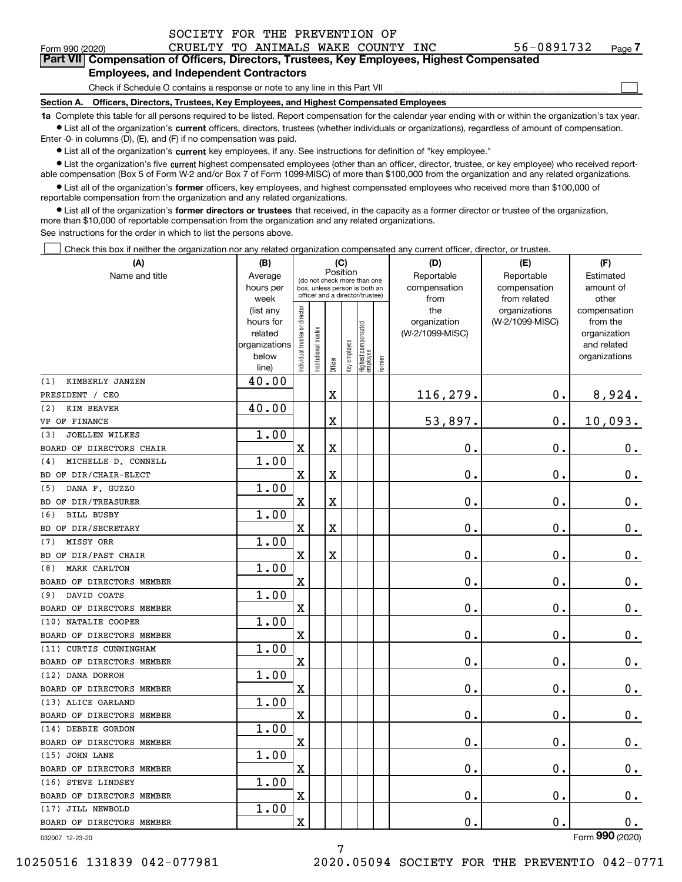SOCIETY FOR THE PREVENTION OF CRUELTY TO ANIMALS WAKE COUNTY INC 56-0891732

Form 990 (2020) Page 7

**Part VII Compensation of Officers, Directors, Trustees, Key Employees, Highest Compensated Employees, and Independent Contractors**

Check if Schedule O contains a response or note to any line in this Part VII ☐

**Section A. Officers, Directors, Trustees, Key Employees, and Highest Compensated Employees**

**1a** Complete this table for all persons required to be listed. Report compensation for the calendar year ending with or within the organization's tax year.

- List all of the organization's **current** officers, directors, trustees (whether individuals or organizations), regardless of amount of compensation. Enter -0- in columns (D), (E), and (F) if no compensation was paid.
- List all of the organization's **current** key employees, if any. See instructions for definition of "key employee."
- List the organization's five **current** highest compensated employees (other than an officer, director, trustee, or key employee) who received reportable compensation (Box 5 of Form W-2 and/or Box 7 of Form 1099-MISC) of more than $100,000 from the organization and any related organizations.
- List all of the organization's **former** officers, key employees, and highest compensated employees who received more than $100,000 of reportable compensation from the organization and any related organizations.
- List all of the organization's **former directors or trustees** that received, in the capacity as a former director or trustee of the organization, more than $10,000 of reportable compensation from the organization and any related organizations.

See instructions for the order in which to list the persons above.

☐ Check this box if neither the organization nor any related organization compensated any current officer, director, or trustee.

| (A) Name and title | (B) Average hours per week (list any hours for related organizations below line) | (C) Position (do not check more than one box, unless person is both an officer and a director/trustee) | | | | | | (D) Reportable compensation from the organization (W-2/1099-MISC) | (E) Reportable compensation from related organizations (W-2/1099-MISC) | (F) Estimated amount of other compensation from the organization and related organizations |
|---|---|---|---|---|---|---|---|---|---|---|
| | | Individual trustee or director | Institutional trustee | Officer | Key employee | Highest compensated employee | Former | | | |
| (1) KIMBERLY JANZEN<br>PRESIDENT / CEO | 40.00 | | | X | | | | 116,279. | 0. | 8,924. |
| (2) KIM BEAVER<br>VP OF FINANCE | 40.00 | | | X | | | | 53,897. | 0. | 10,093. |
| (3) JOELLEN WILKES<br>BOARD OF DIRECTORS CHAIR | 1.00 | X | | X | | | | 0. | 0. | 0. |
| (4) MICHELLE D. CONNELL<br>BD OF DIR/CHAIR-ELECT | 1.00 | X | | X | | | | 0. | 0. | 0. |
| (5) DANA F. GUZZO<br>BD OF DIR/TREASURER | 1.00 | X | | X | | | | 0. | 0. | 0. |
| (6) BILL BUSBY<br>BD OF DIR/SECRETARY | 1.00 | X | | X | | | | 0. | 0. | 0. |
| (7) MISSY ORR<br>BD OF DIR/PAST CHAIR | 1.00 | X | | X | | | | 0. | 0. | 0. |
| (8) MARK CARLTON<br>BOARD OF DIRECTORS MEMBER | 1.00 | X | | | | | | 0. | 0. | 0. |
| (9) DAVID COATS<br>BOARD OF DIRECTORS MEMBER | 1.00 | X | | | | | | 0. | 0. | 0. |
| (10) NATALIE COOPER<br>BOARD OF DIRECTORS MEMBER | 1.00 | X | | | | | | 0. | 0. | 0. |
| (11) CURTIS CUNNINGHAM<br>BOARD OF DIRECTORS MEMBER | 1.00 | X | | | | | | 0. | 0. | 0. |
| (12) DANA DORROH<br>BOARD OF DIRECTORS MEMBER | 1.00 | X | | | | | | 0. | 0. | 0. |
| (13) ALICE GARLAND<br>BOARD OF DIRECTORS MEMBER | 1.00 | X | | | | | | 0. | 0. | 0. |
| (14) DEBBIE GORDON<br>BOARD OF DIRECTORS MEMBER | 1.00 | X | | | | | | 0. | 0. | 0. |
| (15) JOHN LANE<br>BOARD OF DIRECTORS MEMBER | 1.00 | X | | | | | | 0. | 0. | 0. |
| (16) STEVE LINDSEY<br>BOARD OF DIRECTORS MEMBER | 1.00 | X | | | | | | 0. | 0. | 0. |
| (17) JILL NEWBOLD<br>BOARD OF DIRECTORS MEMBER | 1.00 | X | | | | | | 0. | 0. | 0. |

032007 12-23-20 Form **990** (2020)

10250516 131839 042-077981 2020.05094 SOCIETY FOR THE PREVENTIO 042-0771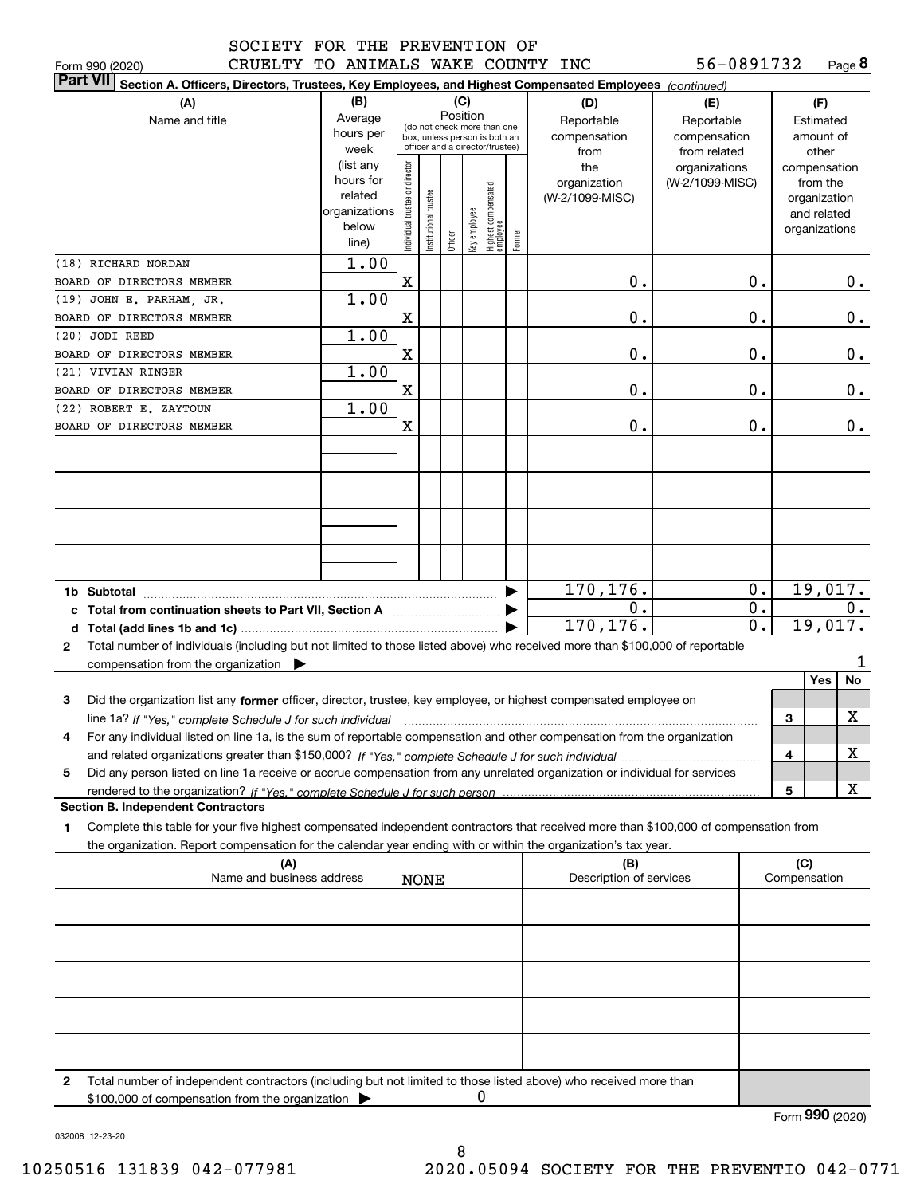SOCIETY FOR THE PREVENTION OF CRUELTY TO ANIMALS WAKE COUNTY INC 56-0891732

Form 990 (2020) Page **8**

**Part VII** **Section A. Officers, Directors, Trustees, Key Employees, and Highest Compensated Employees** *(continued)*

| (A) Name and title | (B) Average hours per week (list any hours for related organizations below line) | (C) Position: Individual trustee or director | Institutional trustee | Officer | Key employee | Highest compensated employee | Former | (D) Reportable compensation from the organization (W-2/1099-MISC) | (E) Reportable compensation from related organizations (W-2/1099-MISC) | (F) Estimated amount of other compensation from the organization and related organizations |
|---|---|---|---|---|---|---|---|---|---|---|
| (18) RICHARD NORDAN<br>BOARD OF DIRECTORS MEMBER | 1.00 | X | | | | | | 0. | 0. | 0. |
| (19) JOHN E. PARHAM, JR.<br>BOARD OF DIRECTORS MEMBER | 1.00 | X | | | | | | 0. | 0. | 0. |
| (20) JODI REED<br>BOARD OF DIRECTORS MEMBER | 1.00 | X | | | | | | 0. | 0. | 0. |
| (21) VIVIAN RINGER<br>BOARD OF DIRECTORS MEMBER | 1.00 | X | | | | | | 0. | 0. | 0. |
| (22) ROBERT E. ZAYTOUN<br>BOARD OF DIRECTORS MEMBER | 1.00 | X | | | | | | 0. | 0. | 0. |

| | (D) | (E) | (F) |
|---|---|---|---|
| **1b Subtotal** | 170,176. | 0. | 19,017. |
| **c Total from continuation sheets to Part VII, Section A** | 0. | 0. | 0. |
| **d Total (add lines 1b and 1c)** | 170,176. | 0. | 19,017. |

**2** Total number of individuals (including but not limited to those listed above) who received more than $100,000 of reportable compensation from the organization ▶ 1

| | | | Yes | No |
|---|---|---|---|---|
| **3** | Did the organization list any **former** officer, director, trustee, key employee, or highest compensated employee on line 1a? *If "Yes," complete Schedule J for such individual* | 3 | | X |
| **4** | For any individual listed on line 1a, is the sum of reportable compensation and other compensation from the organization and related organizations greater than $150,000? *If "Yes," complete Schedule J for such individual* | 4 | | X |
| **5** | Did any person listed on line 1a receive or accrue compensation from any unrelated organization or individual for services rendered to the organization? *If "Yes," complete Schedule J for such person* | 5 | | X |

**Section B. Independent Contractors**

**1** Complete this table for your five highest compensated independent contractors that received more than $100,000 of compensation from the organization. Report compensation for the calendar year ending with or within the organization's tax year.

| (A) Name and business address | (B) Description of services | (C) Compensation |
|---|---|---|
| NONE | | |

**2** Total number of independent contractors (including but not limited to those listed above) who received more than $100,000 of compensation from the organization ▶ 0

Form **990** (2020)

032008 12-23-20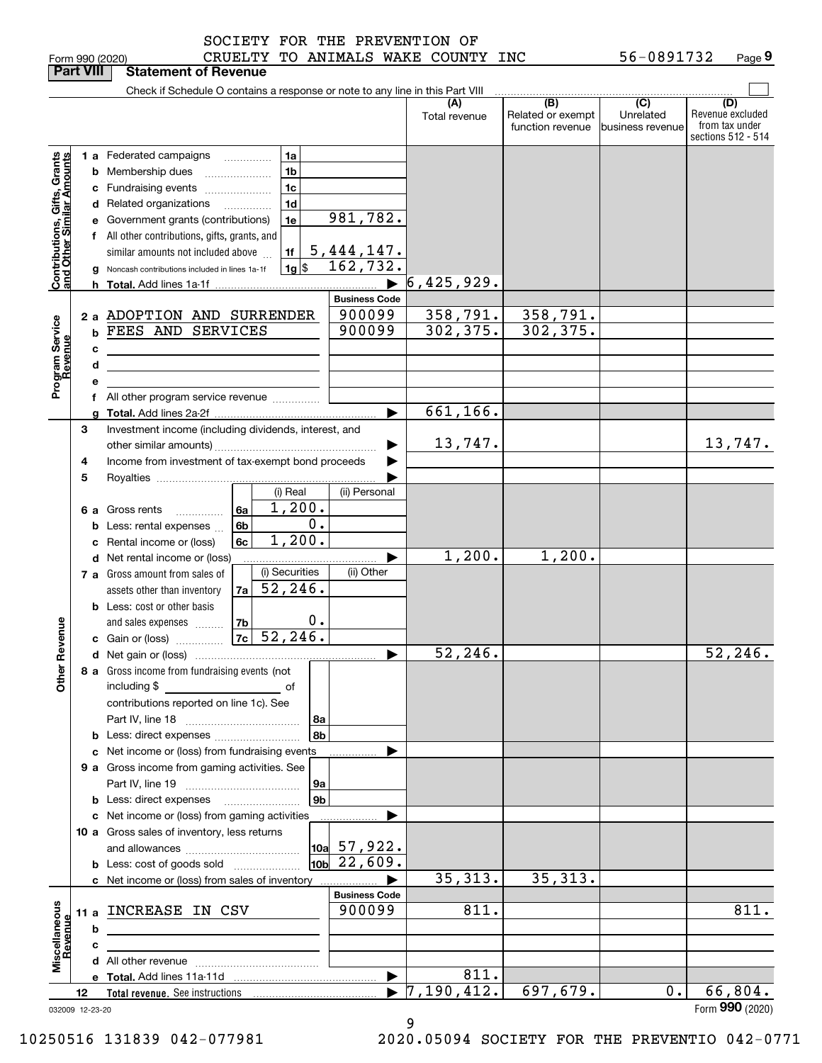Form 990 (2020) SOCIETY FOR THE PREVENTION OF CRUELTY TO ANIMALS WAKE COUNTY INC 56-0891732 Page 9

**Part VIII Statement of Revenue**

Check if Schedule O contains a response or note to any line in this Part VIII

| | | | | (A) Total revenue | (B) Related or exempt function revenue | (C) Unrelated business revenue | (D) Revenue excluded from tax under sections 512 - 514 |
|---|---|---|---|---|---|---|---|
| **Contributions, Gifts, Grants and Other Similar Amounts** | 1 a Federated campaigns | 1a | | | | | |
| | b Membership dues | 1b | | | | | |
| | c Fundraising events | 1c | | | | | |
| | d Related organizations | 1d | | | | | |
| | e Government grants (contributions) | 1e | 981,782. | | | | |
| | f All other contributions, gifts, grants, and similar amounts not included above | 1f | 5,444,147. | | | | |
| | g Noncash contributions included in lines 1a-1f | 1g $ | 162,732. | | | | |
| | h **Total.** Add lines 1a-1f | | | 6,425,929. | | | |
| | | | **Business Code** | | | | |
| **Program Service Revenue** | 2 a ADOPTION AND SURRENDER | | 900099 | 358,791. | 358,791. | | |
| | b FEES AND SERVICES | | 900099 | 302,375. | 302,375. | | |
| | c | | | | | | |
| | d | | | | | | |
| | e | | | | | | |
| | f All other program service revenue | | | | | | |
| | g **Total.** Add lines 2a-2f | | | 661,166. | | | |
| **Other Revenue** | 3 Investment income (including dividends, interest, and other similar amounts) | | | 13,747. | | | 13,747. |
| | 4 Income from investment of tax-exempt bond proceeds | | | | | | |
| | 5 Royalties | | | | | | |
| | | | (i) Real / (ii) Personal | | | | |
| | 6 a Gross rents | 6a | 1,200. | | | | |
| | b Less: rental expenses | 6b | 0. | | | | |
| | c Rental income or (loss) | 6c | 1,200. | | | | |
| | d Net rental income or (loss) | | | 1,200. | 1,200. | | |
| | | | (i) Securities / (ii) Other | | | | |
| | 7 a Gross amount from sales of assets other than inventory | 7a | 52,246. | | | | |
| | b Less: cost or other basis and sales expenses | 7b | 0. | | | | |
| | c Gain or (loss) | 7c | 52,246. | | | | |
| | d Net gain or (loss) | | | 52,246. | | | 52,246. |
| | 8 a Gross income from fundraising events (not including $ of contributions reported on line 1c). See Part IV, line 18 | 8a | | | | | |
| | b Less: direct expenses | 8b | | | | | |
| | c Net income or (loss) from fundraising events | | | | | | |
| | 9 a Gross income from gaming activities. See Part IV, line 19 | 9a | | | | | |
| | b Less: direct expenses | 9b | | | | | |
| | c Net income or (loss) from gaming activities | | | | | | |
| | 10 a Gross sales of inventory, less returns and allowances | 10a | 57,922. | | | | |
| | b Less: cost of goods sold | 10b | 22,609. | | | | |
| | c Net income or (loss) from sales of inventory | | | 35,313. | 35,313. | | |
| | | | **Business Code** | | | | |
| **Miscellaneous Revenue** | 11 a INCREASE IN CSV | | 900099 | 811. | | | 811. |
| | b | | | | | | |
| | c | | | | | | |
| | d All other revenue | | | | | | |
| | e **Total.** Add lines 11a-11d | | | 811. | | | |
| | 12 **Total revenue.** See instructions | | | 7,190,412. | 697,679. | 0. | 66,804. |

032009 12-23-20 Form **990** (2020)

10250516 131839 042-077981 2020.05094 SOCIETY FOR THE PREVENTIO 042-0771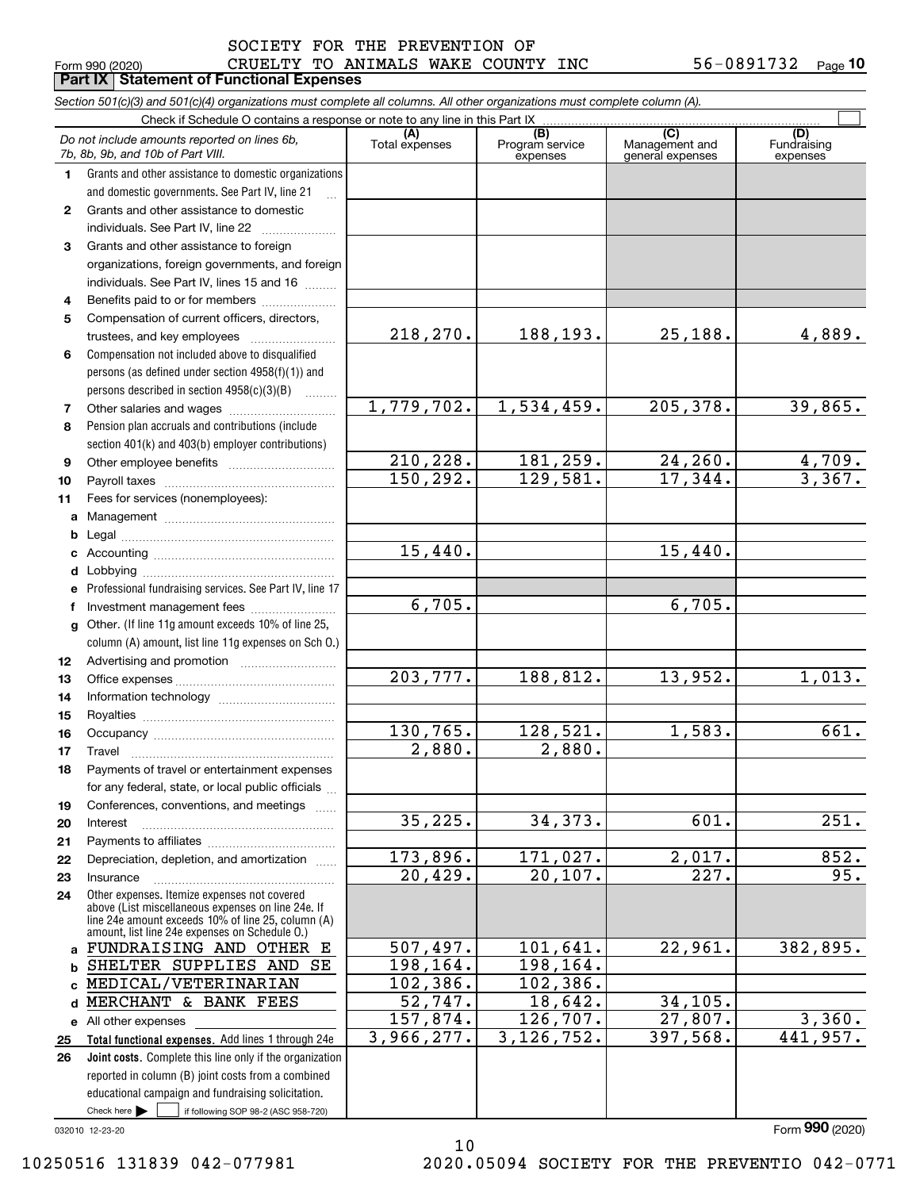SOCIETY FOR THE PREVENTION OF
Form 990 (2020) CRUELTY TO ANIMALS WAKE COUNTY INC 56-0891732 Page 10

**Part IX Statement of Functional Expenses**

*Section 501(c)(3) and 501(c)(4) organizations must complete all columns. All other organizations must complete column (A).*

Check if Schedule O contains a response or note to any line in this Part IX

| *Do not include amounts reported on lines 6b, 7b, 8b, 9b, and 10b of Part VIII.* | (A) Total expenses | (B) Program service expenses | (C) Management and general expenses | (D) Fundraising expenses |
|---|---|---|---|---|
| 1 Grants and other assistance to domestic organizations and domestic governments. See Part IV, line 21 | | | | |
| 2 Grants and other assistance to domestic individuals. See Part IV, line 22 | | | | |
| 3 Grants and other assistance to foreign organizations, foreign governments, and foreign individuals. See Part IV, lines 15 and 16 | | | | |
| 4 Benefits paid to or for members | | | | |
| 5 Compensation of current officers, directors, trustees, and key employees | 218,270. | 188,193. | 25,188. | 4,889. |
| 6 Compensation not included above to disqualified persons (as defined under section 4958(f)(1)) and persons described in section 4958(c)(3)(B) | | | | |
| 7 Other salaries and wages | 1,779,702. | 1,534,459. | 205,378. | 39,865. |
| 8 Pension plan accruals and contributions (include section 401(k) and 403(b) employer contributions) | | | | |
| 9 Other employee benefits | 210,228. | 181,259. | 24,260. | 4,709. |
| 10 Payroll taxes | 150,292. | 129,581. | 17,344. | 3,367. |
| 11 Fees for services (nonemployees): | | | | |
| a Management | | | | |
| b Legal | | | | |
| c Accounting | 15,440. | | 15,440. | |
| d Lobbying | | | | |
| e Professional fundraising services. See Part IV, line 17 | | | | |
| f Investment management fees | 6,705. | | 6,705. | |
| g Other. (If line 11g amount exceeds 10% of line 25, column (A) amount, list line 11g expenses on Sch O.) | | | | |
| 12 Advertising and promotion | | | | |
| 13 Office expenses | 203,777. | 188,812. | 13,952. | 1,013. |
| 14 Information technology | | | | |
| 15 Royalties | | | | |
| 16 Occupancy | 130,765. | 128,521. | 1,583. | 661. |
| 17 Travel | 2,880. | 2,880. | | |
| 18 Payments of travel or entertainment expenses for any federal, state, or local public officials | | | | |
| 19 Conferences, conventions, and meetings | | | | |
| 20 Interest | 35,225. | 34,373. | 601. | 251. |
| 21 Payments to affiliates | | | | |
| 22 Depreciation, depletion, and amortization | 173,896. | 171,027. | 2,017. | 852. |
| 23 Insurance | 20,429. | 20,107. | 227. | 95. |
| 24 Other expenses. Itemize expenses not covered above (List miscellaneous expenses on line 24e. If line 24e amount exceeds 10% of line 25, column (A) amount, list line 24e expenses on Schedule O.) | | | | |
| a FUNDRAISING AND OTHER E | 507,497. | 101,641. | 22,961. | 382,895. |
| b SHELTER SUPPLIES AND SE | 198,164. | 198,164. | | |
| c MEDICAL/VETERINARIAN | 102,386. | 102,386. | | |
| d MERCHANT & BANK FEES | 52,747. | 18,642. | 34,105. | |
| e All other expenses | 157,874. | 126,707. | 27,807. | 3,360. |
| 25 **Total functional expenses.** Add lines 1 through 24e | 3,966,277. | 3,126,752. | 397,568. | 441,957. |
| 26 **Joint costs.** Complete this line only if the organization reported in column (B) joint costs from a combined educational campaign and fundraising solicitation. Check here ☐ if following SOP 98-2 (ASC 958-720) | | | | |

032010 12-23-20 Form **990** (2020)

10250516 131839 042-077981 2020.05094 SOCIETY FOR THE PREVENTIO 042-0771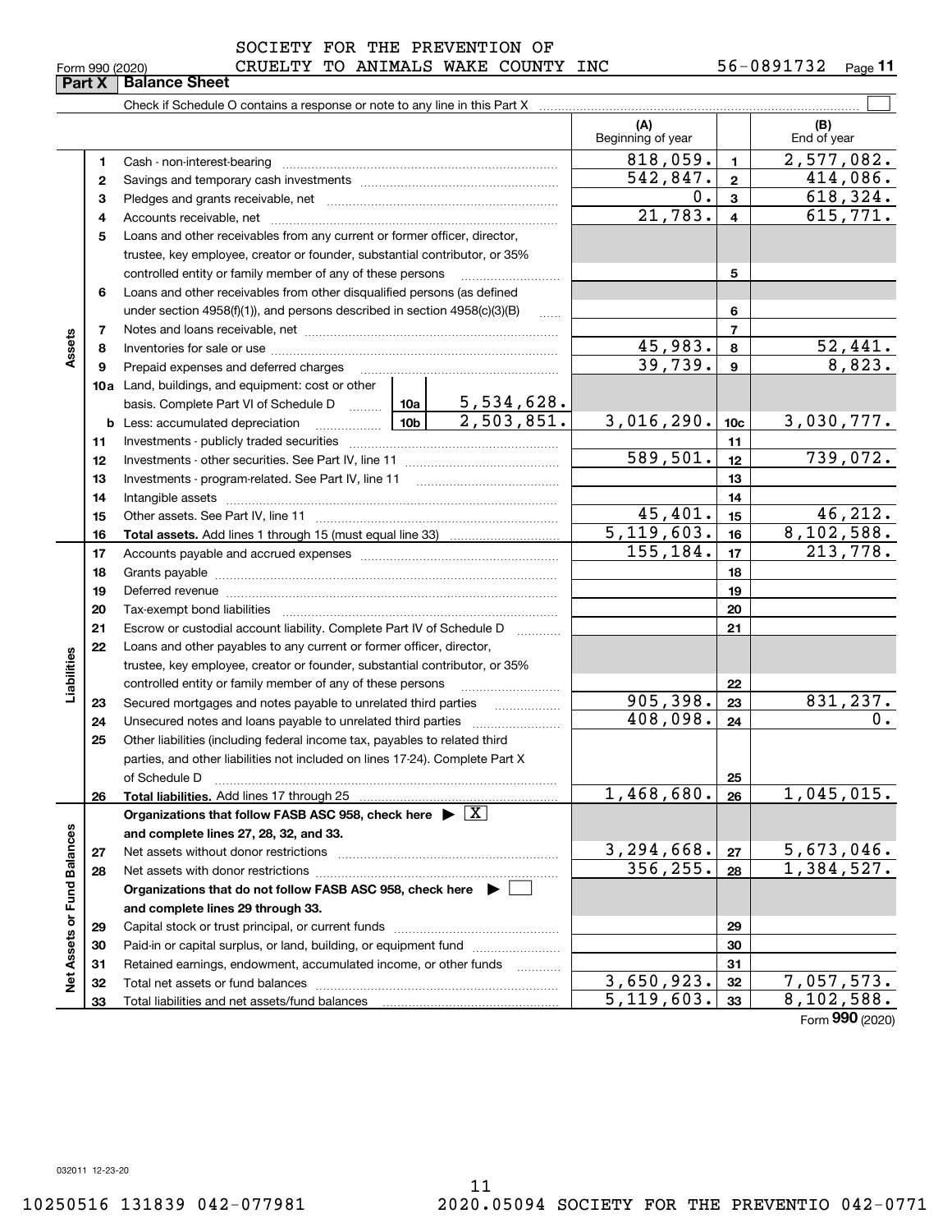SOCIETY FOR THE PREVENTION OF CRUELTY TO ANIMALS WAKE COUNTY INC 56-0891732

Form 990 (2020)

## Part X Balance Sheet

Check if Schedule O contains a response or note to any line in this Part X ☐

| | | | | (A) Beginning of year | | (B) End of year |
|---|---|---|---|---|---|---|
| **Assets** | 1 | Cash - non-interest-bearing | | 818,059. | 1 | 2,577,082. |
| | 2 | Savings and temporary cash investments | | 542,847. | 2 | 414,086. |
| | 3 | Pledges and grants receivable, net | | 0. | 3 | 618,324. |
| | 4 | Accounts receivable, net | | 21,783. | 4 | 615,771. |
| | 5 | Loans and other receivables from any current or former officer, director, trustee, key employee, creator or founder, substantial contributor, or 35% controlled entity or family member of any of these persons | | | 5 | |
| | 6 | Loans and other receivables from other disqualified persons (as defined under section 4958(f)(1)), and persons described in section 4958(c)(3)(B) | | | 6 | |
| | 7 | Notes and loans receivable, net | | | 7 | |
| | 8 | Inventories for sale or use | | 45,983. | 8 | 52,441. |
| | 9 | Prepaid expenses and deferred charges | | 39,739. | 9 | 8,823. |
| | 10a | Land, buildings, and equipment: cost or other basis. Complete Part VI of Schedule D | 10a 5,534,628. | | | |
| | b | Less: accumulated depreciation | 10b 2,503,851. | 3,016,290. | 10c | 3,030,777. |
| | 11 | Investments - publicly traded securities | | | 11 | |
| | 12 | Investments - other securities. See Part IV, line 11 | | 589,501. | 12 | 739,072. |
| | 13 | Investments - program-related. See Part IV, line 11 | | | 13 | |
| | 14 | Intangible assets | | | 14 | |
| | 15 | Other assets. See Part IV, line 11 | | 45,401. | 15 | 46,212. |
| | 16 | **Total assets.** Add lines 1 through 15 (must equal line 33) | | 5,119,603. | 16 | 8,102,588. |
| **Liabilities** | 17 | Accounts payable and accrued expenses | | 155,184. | 17 | 213,778. |
| | 18 | Grants payable | | | 18 | |
| | 19 | Deferred revenue | | | 19 | |
| | 20 | Tax-exempt bond liabilities | | | 20 | |
| | 21 | Escrow or custodial account liability. Complete Part IV of Schedule D | | | 21 | |
| | 22 | Loans and other payables to any current or former officer, director, trustee, key employee, creator or founder, substantial contributor, or 35% controlled entity or family member of any of these persons | | | 22 | |
| | 23 | Secured mortgages and notes payable to unrelated third parties | | 905,398. | 23 | 831,237. |
| | 24 | Unsecured notes and loans payable to unrelated third parties | | 408,098. | 24 | 0. |
| | 25 | Other liabilities (including federal income tax, payables to related third parties, and other liabilities not included on lines 17-24). Complete Part X of Schedule D | | | 25 | |
| | 26 | **Total liabilities.** Add lines 17 through 25 | | 1,468,680. | 26 | 1,045,015. |
| **Net Assets or Fund Balances** | | **Organizations that follow FASB ASC 958, check here ▶ ☒ and complete lines 27, 28, 32, and 33.** | | | | |
| | 27 | Net assets without donor restrictions | | 3,294,668. | 27 | 5,673,046. |
| | 28 | Net assets with donor restrictions | | 356,255. | 28 | 1,384,527. |
| | | **Organizations that do not follow FASB ASC 958, check here ▶ ☐ and complete lines 29 through 33.** | | | | |
| | 29 | Capital stock or trust principal, or current funds | | | 29 | |
| | 30 | Paid-in or capital surplus, or land, building, or equipment fund | | | 30 | |
| | 31 | Retained earnings, endowment, accumulated income, or other funds | | | 31 | |
| | 32 | Total net assets or fund balances | | 3,650,923. | 32 | 7,057,573. |
| | 33 | Total liabilities and net assets/fund balances | | 5,119,603. | 33 | 8,102,588. |

Form **990** (2020)

032011 12-23-20

10250516 131839 042-077981 2020.05094 SOCIETY FOR THE PREVENTIO 042-0771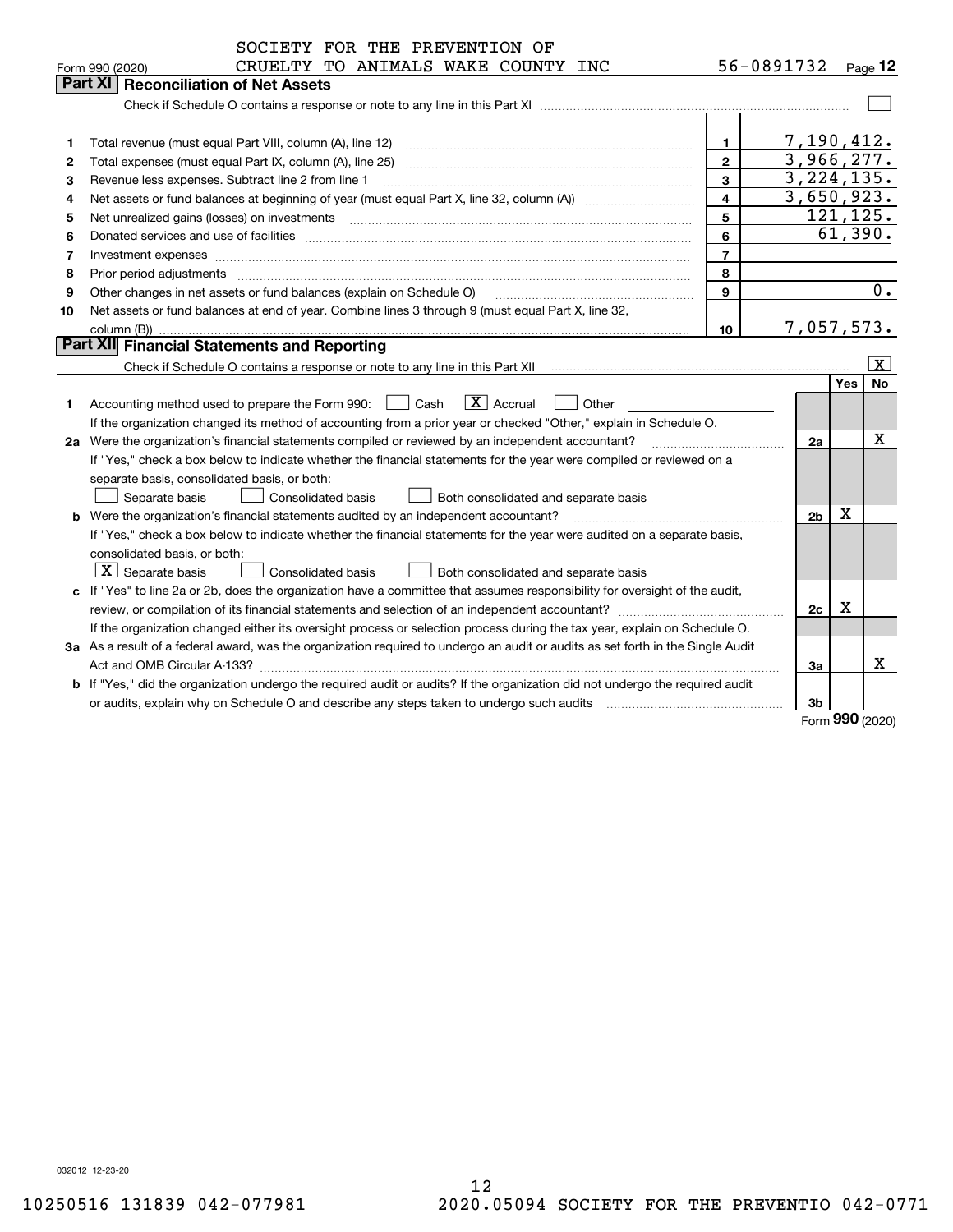SOCIETY FOR THE PREVENTION OF CRUELTY TO ANIMALS WAKE COUNTY INC — 56-0891732 — Form 990 (2020) Page 12

## Part XI Reconciliation of Net Assets

Check if Schedule O contains a response or note to any line in this Part XI ☐

| | | Line | Amount |
|---|---|---|---|
| 1 | Total revenue (must equal Part VIII, column (A), line 12) | 1 | 7,190,412. |
| 2 | Total expenses (must equal Part IX, column (A), line 25) | 2 | 3,966,277. |
| 3 | Revenue less expenses. Subtract line 2 from line 1 | 3 | 3,224,135. |
| 4 | Net assets or fund balances at beginning of year (must equal Part X, line 32, column (A)) | 4 | 3,650,923. |
| 5 | Net unrealized gains (losses) on investments | 5 | 121,125. |
| 6 | Donated services and use of facilities | 6 | 61,390. |
| 7 | Investment expenses | 7 | |
| 8 | Prior period adjustments | 8 | |
| 9 | Other changes in net assets or fund balances (explain on Schedule O) | 9 | 0. |
| 10 | Net assets or fund balances at end of year. Combine lines 3 through 9 (must equal Part X, line 32, column (B)) | 10 | 7,057,573. |

## Part XII Financial Statements and Reporting

Check if Schedule O contains a response or note to any line in this Part XII ☒

| | | Line | Yes | No |
|---|---|---|---|---|
| 1 | Accounting method used to prepare the Form 990: ☐ Cash ☒ Accrual ☐ Other<br>If the organization changed its method of accounting from a prior year or checked "Other," explain in Schedule O. | | | |
| 2a | Were the organization's financial statements compiled or reviewed by an independent accountant?<br>If "Yes," check a box below to indicate whether the financial statements for the year were compiled or reviewed on a separate basis, consolidated basis, or both:<br>☐ Separate basis ☐ Consolidated basis ☐ Both consolidated and separate basis | 2a | | X |
| b | Were the organization's financial statements audited by an independent accountant?<br>If "Yes," check a box below to indicate whether the financial statements for the year were audited on a separate basis, consolidated basis, or both:<br>☒ Separate basis ☐ Consolidated basis ☐ Both consolidated and separate basis | 2b | X | |
| c | If "Yes" to line 2a or 2b, does the organization have a committee that assumes responsibility for oversight of the audit, review, or compilation of its financial statements and selection of an independent accountant?<br>If the organization changed either its oversight process or selection process during the tax year, explain on Schedule O. | 2c | X | |
| 3a | As a result of a federal award, was the organization required to undergo an audit or audits as set forth in the Single Audit Act and OMB Circular A-133? | 3a | | X |
| b | If "Yes," did the organization undergo the required audit or audits? If the organization did not undergo the required audit or audits, explain why on Schedule O and describe any steps taken to undergo such audits | 3b | | |

Form 990 (2020)

032012 12-23-20

10250516 131839 042-077981 2020.05094 SOCIETY FOR THE PREVENTIO 042-0771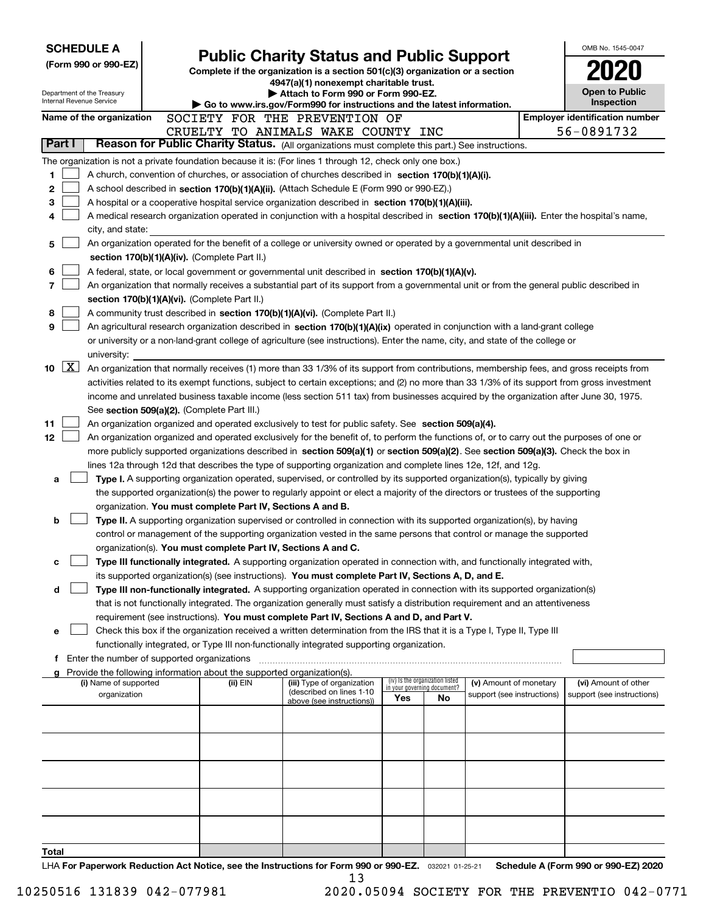**SCHEDULE A**
**(Form 990 or 990-EZ)**

Department of the Treasury
Internal Revenue Service

# Public Charity Status and Public Support

**Complete if the organization is a section 501(c)(3) organization or a section 4947(a)(1) nonexempt charitable trust.**
**▶ Attach to Form 990 or Form 990-EZ.**
**▶ Go to www.irs.gov/Form990 for instructions and the latest information.**

OMB No. 1545-0047
**2020**
**Open to Public Inspection**

**Name of the organization** SOCIETY FOR THE PREVENTION OF CRUELTY TO ANIMALS WAKE COUNTY INC

**Employer identification number** 56-0891732

## Part I Reason for Public Charity Status. (All organizations must complete this part.) See instructions.

The organization is not a private foundation because it is: (For lines 1 through 12, check only one box.)

1 ☐ A church, convention of churches, or association of churches described in **section 170(b)(1)(A)(i).**
2 ☐ A school described in **section 170(b)(1)(A)(ii).** (Attach Schedule E (Form 990 or 990-EZ).)
3 ☐ A hospital or a cooperative hospital service organization described in **section 170(b)(1)(A)(iii).**
4 ☐ A medical research organization operated in conjunction with a hospital described in **section 170(b)(1)(A)(iii).** Enter the hospital's name, city, and state:
5 ☐ An organization operated for the benefit of a college or university owned or operated by a governmental unit described in **section 170(b)(1)(A)(iv).** (Complete Part II.)
6 ☐ A federal, state, or local government or governmental unit described in **section 170(b)(1)(A)(v).**
7 ☐ An organization that normally receives a substantial part of its support from a governmental unit or from the general public described in **section 170(b)(1)(A)(vi).** (Complete Part II.)
8 ☐ A community trust described in **section 170(b)(1)(A)(vi).** (Complete Part II.)
9 ☐ An agricultural research organization described in **section 170(b)(1)(A)(ix)** operated in conjunction with a land-grant college or university or a non-land-grant college of agriculture (see instructions). Enter the name, city, and state of the college or university:
10 ☒ An organization that normally receives (1) more than 33 1/3% of its support from contributions, membership fees, and gross receipts from activities related to its exempt functions, subject to certain exceptions; and (2) no more than 33 1/3% of its support from gross investment income and unrelated business taxable income (less section 511 tax) from businesses acquired by the organization after June 30, 1975. See **section 509(a)(2).** (Complete Part III.)
11 ☐ An organization organized and operated exclusively to test for public safety. See **section 509(a)(4).**
12 ☐ An organization organized and operated exclusively for the benefit of, to perform the functions of, or to carry out the purposes of one or more publicly supported organizations described in **section 509(a)(1)** or **section 509(a)(2).** See **section 509(a)(3).** Check the box in lines 12a through 12d that describes the type of supporting organization and complete lines 12e, 12f, and 12g.

a ☐ **Type I.** A supporting organization operated, supervised, or controlled by its supported organization(s), typically by giving the supported organization(s) the power to regularly appoint or elect a majority of the directors or trustees of the supporting organization. **You must complete Part IV, Sections A and B.**
b ☐ **Type II.** A supporting organization supervised or controlled in connection with its supported organization(s), by having control or management of the supporting organization vested in the same persons that control or manage the supported organization(s). **You must complete Part IV, Sections A and C.**
c ☐ **Type III functionally integrated.** A supporting organization operated in connection with, and functionally integrated with, its supported organization(s) (see instructions). **You must complete Part IV, Sections A, D, and E.**
d ☐ **Type III non-functionally integrated.** A supporting organization operated in connection with its supported organization(s) that is not functionally integrated. The organization generally must satisfy a distribution requirement and an attentiveness requirement (see instructions). **You must complete Part IV, Sections A and D, and Part V.**
e ☐ Check this box if the organization received a written determination from the IRS that it is a Type I, Type II, Type III functionally integrated, or Type III non-functionally integrated supporting organization.
f Enter the number of supported organizations
g Provide the following information about the supported organization(s).

| (i) Name of supported organization | (ii) EIN | (iii) Type of organization (described on lines 1-10 above (see instructions)) | (iv) Is the organization listed in your governing document? Yes | No | (v) Amount of monetary support (see instructions) | (vi) Amount of other support (see instructions) |
|---|---|---|---|---|---|---|
| | | | | | | |
| | | | | | | |
| | | | | | | |
| | | | | | | |
| | | | | | | |
| **Total** | | | | | | |

LHA **For Paperwork Reduction Act Notice, see the Instructions for Form 990 or 990-EZ.** 032021 01-25-21 **Schedule A (Form 990 or 990-EZ) 2020**

10250516 131839 042-077981 2020.05094 SOCIETY FOR THE PREVENTIO 042-0771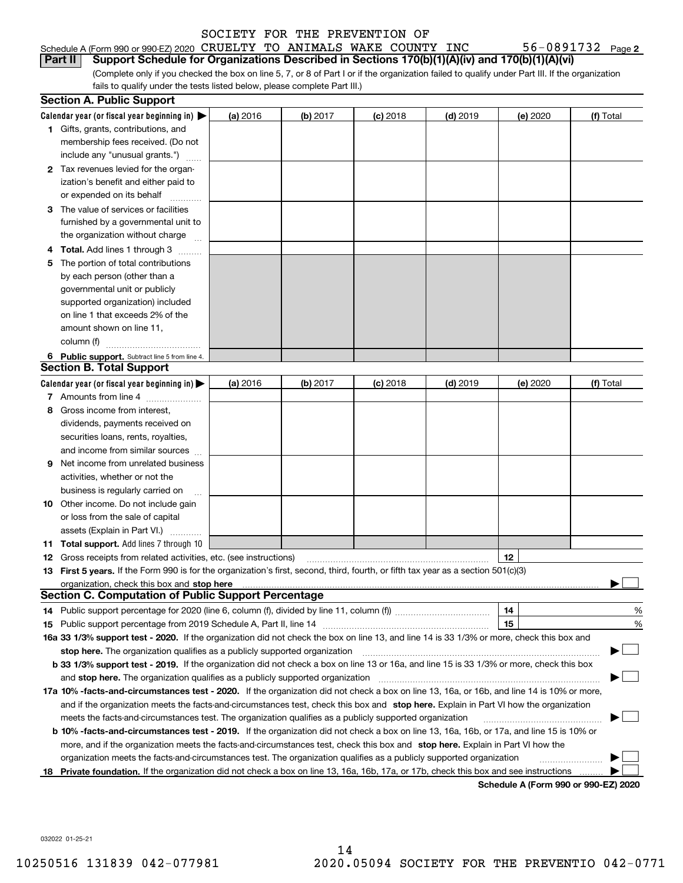SOCIETY FOR THE PREVENTION OF

Schedule A (Form 990 or 990-EZ) 2020 CRUELTY TO ANIMALS WAKE COUNTY INC 56-0891732 Page 2

**Part II Support Schedule for Organizations Described in Sections 170(b)(1)(A)(iv) and 170(b)(1)(A)(vi)**

(Complete only if you checked the box on line 5, 7, or 8 of Part I or if the organization failed to qualify under Part III. If the organization fails to qualify under the tests listed below, please complete Part III.)

## Section A. Public Support

| Calendar year (or fiscal year beginning in) ▶ | (a) 2016 | (b) 2017 | (c) 2018 | (d) 2019 | (e) 2020 | (f) Total |
|---|---|---|---|---|---|---|
| 1 Gifts, grants, contributions, and membership fees received. (Do not include any "unusual grants.") | | | | | | |
| 2 Tax revenues levied for the organization's benefit and either paid to or expended on its behalf | | | | | | |
| 3 The value of services or facilities furnished by a governmental unit to the organization without charge | | | | | | |
| 4 **Total.** Add lines 1 through 3 | | | | | | |
| 5 The portion of total contributions by each person (other than a governmental unit or publicly supported organization) included on line 1 that exceeds 2% of the amount shown on line 11, column (f) | | | | | | |
| 6 **Public support.** Subtract line 5 from line 4. | | | | | | |

## Section B. Total Support

| Calendar year (or fiscal year beginning in) ▶ | (a) 2016 | (b) 2017 | (c) 2018 | (d) 2019 | (e) 2020 | (f) Total |
|---|---|---|---|---|---|---|
| 7 Amounts from line 4 | | | | | | |
| 8 Gross income from interest, dividends, payments received on securities loans, rents, royalties, and income from similar sources | | | | | | |
| 9 Net income from unrelated business activities, whether or not the business is regularly carried on | | | | | | |
| 10 Other income. Do not include gain or loss from the sale of capital assets (Explain in Part VI.) | | | | | | |
| 11 **Total support.** Add lines 7 through 10 | | | | | | |

12 Gross receipts from related activities, etc. (see instructions) ..... 12

13 **First 5 years.** If the Form 990 is for the organization's first, second, third, fourth, or fifth tax year as a section 501(c)(3) organization, check this box and **stop here** ..... ▶ ☐

## Section C. Computation of Public Support Percentage

14 Public support percentage for 2020 (line 6, column (f), divided by line 11, column (f)) ..... 14 %

15 Public support percentage from 2019 Schedule A, Part II, line 14 ..... 15 %

**16a 33 1/3% support test - 2020.** If the organization did not check the box on line 13, and line 14 is 33 1/3% or more, check this box and **stop here.** The organization qualifies as a publicly supported organization ..... ▶ ☐

**b 33 1/3% support test - 2019.** If the organization did not check a box on line 13 or 16a, and line 15 is 33 1/3% or more, check this box and **stop here.** The organization qualifies as a publicly supported organization ..... ▶ ☐

**17a 10% -facts-and-circumstances test - 2020.** If the organization did not check a box on line 13, 16a, or 16b, and line 14 is 10% or more, and if the organization meets the facts-and-circumstances test, check this box and **stop here.** Explain in Part VI how the organization meets the facts-and-circumstances test. The organization qualifies as a publicly supported organization ..... ▶ ☐

**b 10% -facts-and-circumstances test - 2019.** If the organization did not check a box on line 13, 16a, 16b, or 17a, and line 15 is 10% or more, and if the organization meets the facts-and-circumstances test, check this box and **stop here.** Explain in Part VI how the organization meets the facts-and-circumstances test. The organization qualifies as a publicly supported organization ..... ▶ ☐

**18 Private foundation.** If the organization did not check a box on line 13, 16a, 16b, 17a, or 17b, check this box and see instructions ..... ▶ ☐

**Schedule A (Form 990 or 990-EZ) 2020**

032022 01-25-21

10250516 131839 042-077981 2020.05094 SOCIETY FOR THE PREVENTIO 042-0771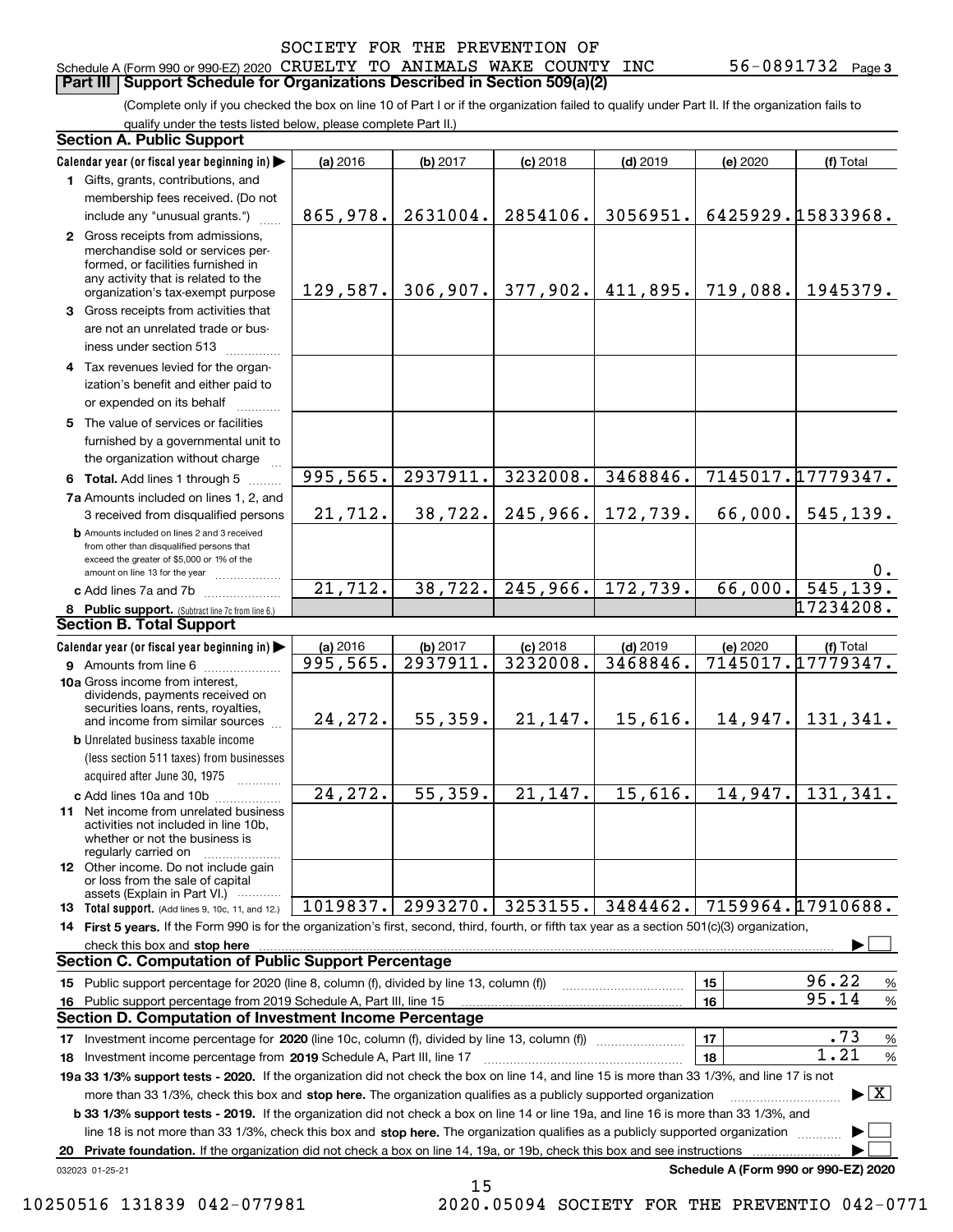Schedule A (Form 990 or 990-EZ) 2020 SOCIETY FOR THE PREVENTION OF CRUELTY TO ANIMALS WAKE COUNTY INC 56-0891732 Page 3

## Part III Support Schedule for Organizations Described in Section 509(a)(2)

(Complete only if you checked the box on line 10 of Part I or if the organization failed to qualify under Part II. If the organization fails to qualify under the tests listed below, please complete Part II.)

### Section A. Public Support

| Calendar year (or fiscal year beginning in) | (a) 2016 | (b) 2017 | (c) 2018 | (d) 2019 | (e) 2020 | (f) Total |
|---|---|---|---|---|---|---|
| 1 Gifts, grants, contributions, and membership fees received. (Do not include any "unusual grants.") | 865,978. | 2631004. | 2854106. | 3056951. | 6425929. | 15833968. |
| 2 Gross receipts from admissions, merchandise sold or services performed, or facilities furnished in any activity that is related to the organization's tax-exempt purpose | 129,587. | 306,907. | 377,902. | 411,895. | 719,088. | 1945379. |
| 3 Gross receipts from activities that are not an unrelated trade or business under section 513 | | | | | | |
| 4 Tax revenues levied for the organization's benefit and either paid to or expended on its behalf | | | | | | |
| 5 The value of services or facilities furnished by a governmental unit to the organization without charge | | | | | | |
| 6 Total. Add lines 1 through 5 | 995,565. | 2937911. | 3232008. | 3468846. | 7145017. | 17779347. |
| 7a Amounts included on lines 1, 2, and 3 received from disqualified persons | 21,712. | 38,722. | 245,966. | 172,739. | 66,000. | 545,139. |
| b Amounts included on lines 2 and 3 received from other than disqualified persons that exceed the greater of $5,000 or 1% of the amount on line 13 for the year | | | | | | 0. |
| c Add lines 7a and 7b | 21,712. | 38,722. | 245,966. | 172,739. | 66,000. | 545,139. |
| 8 Public support. (Subtract line 7c from line 6.) | | | | | | 17234208. |

### Section B. Total Support

| Calendar year (or fiscal year beginning in) | (a) 2016 | (b) 2017 | (c) 2018 | (d) 2019 | (e) 2020 | (f) Total |
|---|---|---|---|---|---|---|
| 9 Amounts from line 6 | 995,565. | 2937911. | 3232008. | 3468846. | 7145017. | 17779347. |
| 10a Gross income from interest, dividends, payments received on securities loans, rents, royalties, and income from similar sources | 24,272. | 55,359. | 21,147. | 15,616. | 14,947. | 131,341. |
| b Unrelated business taxable income (less section 511 taxes) from businesses acquired after June 30, 1975 | | | | | | |
| c Add lines 10a and 10b | 24,272. | 55,359. | 21,147. | 15,616. | 14,947. | 131,341. |
| 11 Net income from unrelated business activities not included in line 10b, whether or not the business is regularly carried on | | | | | | |
| 12 Other income. Do not include gain or loss from the sale of capital assets (Explain in Part VI.) | | | | | | |
| 13 Total support. (Add lines 9, 10c, 11, and 12.) | 1019837. | 2993270. | 3253155. | 3484462. | 7159964. | 17910688. |

14 First 5 years. If the Form 990 is for the organization's first, second, third, fourth, or fifth tax year as a section 501(c)(3) organization, check this box and stop here ☐

### Section C. Computation of Public Support Percentage

| | | |
|---|---|---|
| 15 Public support percentage for 2020 (line 8, column (f), divided by line 13, column (f)) | 15 | 96.22 % |
| 16 Public support percentage from 2019 Schedule A, Part III, line 15 | 16 | 95.14 % |

### Section D. Computation of Investment Income Percentage

| | | |
|---|---|---|
| 17 Investment income percentage for 2020 (line 10c, column (f), divided by line 13, column (f)) | 17 | .73 % |
| 18 Investment income percentage from 2019 Schedule A, Part III, line 17 | 18 | 1.21 % |

19a 33 1/3% support tests - 2020. If the organization did not check the box on line 14, and line 15 is more than 33 1/3%, and line 17 is not more than 33 1/3%, check this box and stop here. The organization qualifies as a publicly supported organization ☒

b 33 1/3% support tests - 2019. If the organization did not check a box on line 14 or line 19a, and line 16 is more than 33 1/3%, and line 18 is not more than 33 1/3%, check this box and stop here. The organization qualifies as a publicly supported organization ☐

20 Private foundation. If the organization did not check a box on line 14, 19a, or 19b, check this box and see instructions ☐

032023 01-25-21 Schedule A (Form 990 or 990-EZ) 2020

10250516 131839 042-077981 2020.05094 SOCIETY FOR THE PREVENTIO 042-0771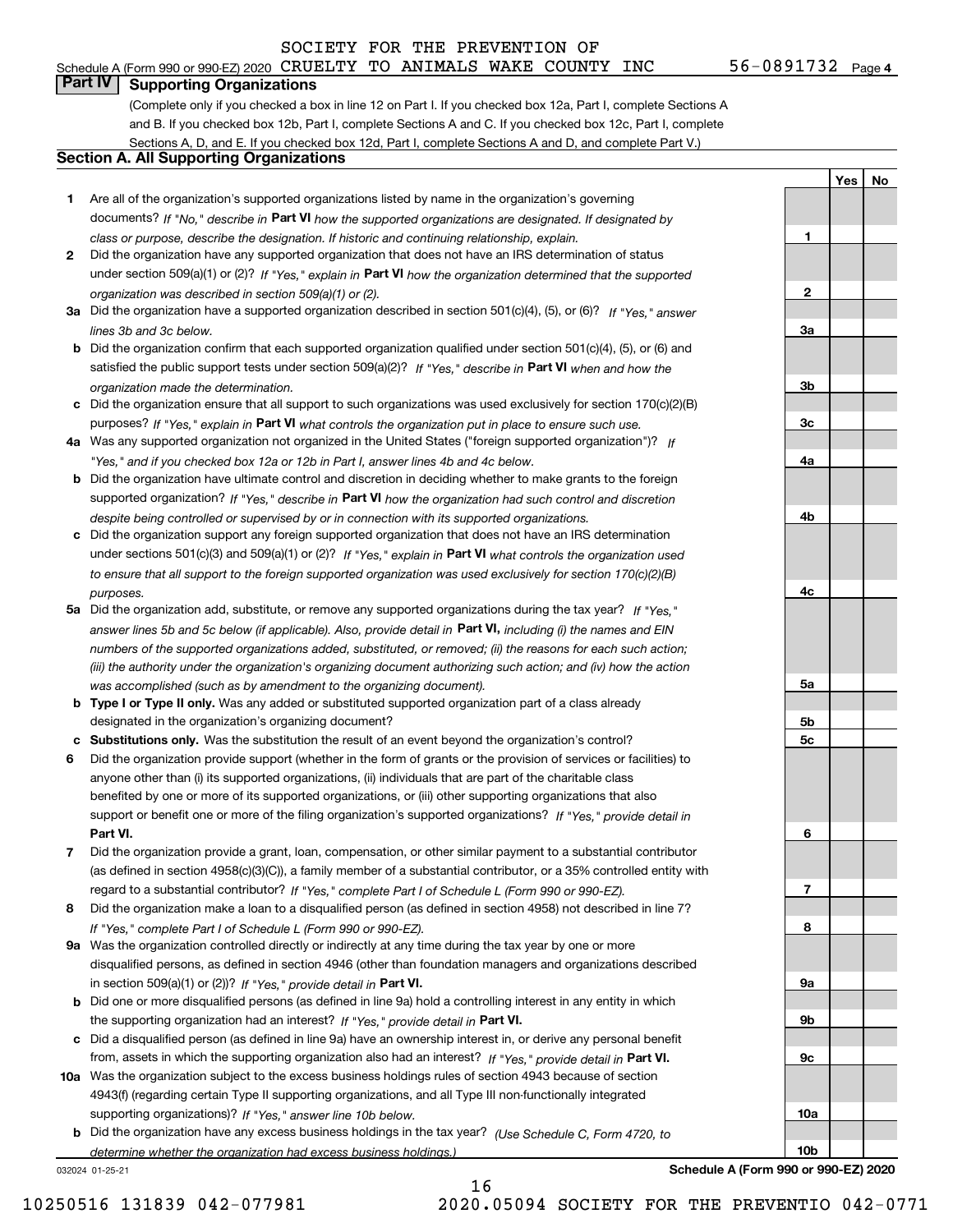Schedule A (Form 990 or 990-EZ) 2020 SOCIETY FOR THE PREVENTION OF CRUELTY TO ANIMALS WAKE COUNTY INC 56-0891732 Page 4

## Part IV Supporting Organizations

(Complete only if you checked a box in line 12 on Part I. If you checked box 12a, Part I, complete Sections A and B. If you checked box 12b, Part I, complete Sections A and C. If you checked box 12c, Part I, complete Sections A, D, and E. If you checked box 12d, Part I, complete Sections A and D, and complete Part V.)

### Section A. All Supporting Organizations

| | | | Yes | No |
|---|---|---|---|---|
| **1** | Are all of the organization's supported organizations listed by name in the organization's governing documents? *If "No," describe in* **Part VI** *how the supported organizations are designated. If designated by class or purpose, describe the designation. If historic and continuing relationship, explain.* | 1 | | |
| **2** | Did the organization have any supported organization that does not have an IRS determination of status under section 509(a)(1) or (2)? *If "Yes," explain in* **Part VI** *how the organization determined that the supported organization was described in section 509(a)(1) or (2).* | 2 | | |
| **3a** | Did the organization have a supported organization described in section 501(c)(4), (5), or (6)? *If "Yes," answer lines 3b and 3c below.* | 3a | | |
| **b** | Did the organization confirm that each supported organization qualified under section 501(c)(4), (5), or (6) and satisfied the public support tests under section 509(a)(2)? *If "Yes," describe in* **Part VI** *when and how the organization made the determination.* | 3b | | |
| **c** | Did the organization ensure that all support to such organizations was used exclusively for section 170(c)(2)(B) purposes? *If "Yes," explain in* **Part VI** *what controls the organization put in place to ensure such use.* | 3c | | |
| **4a** | Was any supported organization not organized in the United States ("foreign supported organization")? *If "Yes," and if you checked box 12a or 12b in Part I, answer lines 4b and 4c below.* | 4a | | |
| **b** | Did the organization have ultimate control and discretion in deciding whether to make grants to the foreign supported organization? *If "Yes," describe in* **Part VI** *how the organization had such control and discretion despite being controlled or supervised by or in connection with its supported organizations.* | 4b | | |
| **c** | Did the organization support any foreign supported organization that does not have an IRS determination under sections 501(c)(3) and 509(a)(1) or (2)? *If "Yes," explain in* **Part VI** *what controls the organization used to ensure that all support to the foreign supported organization was used exclusively for section 170(c)(2)(B) purposes.* | 4c | | |
| **5a** | Did the organization add, substitute, or remove any supported organizations during the tax year? *If "Yes," answer lines 5b and 5c below (if applicable). Also, provide detail in* **Part VI,** *including (i) the names and EIN numbers of the supported organizations added, substituted, or removed; (ii) the reasons for each such action; (iii) the authority under the organization's organizing document authorizing such action; and (iv) how the action was accomplished (such as by amendment to the organizing document).* | 5a | | |
| **b** | **Type I or Type II only.** Was any added or substituted supported organization part of a class already designated in the organization's organizing document? | 5b | | |
| **c** | **Substitutions only.** Was the substitution the result of an event beyond the organization's control? | 5c | | |
| **6** | Did the organization provide support (whether in the form of grants or the provision of services or facilities) to anyone other than (i) its supported organizations, (ii) individuals that are part of the charitable class benefited by one or more of its supported organizations, or (iii) other supporting organizations that also support or benefit one or more of the filing organization's supported organizations? *If "Yes," provide detail in* **Part VI.** | 6 | | |
| **7** | Did the organization provide a grant, loan, compensation, or other similar payment to a substantial contributor (as defined in section 4958(c)(3)(C)), a family member of a substantial contributor, or a 35% controlled entity with regard to a substantial contributor? *If "Yes," complete Part I of Schedule L (Form 990 or 990-EZ).* | 7 | | |
| **8** | Did the organization make a loan to a disqualified person (as defined in section 4958) not described in line 7? *If "Yes," complete Part I of Schedule L (Form 990 or 990-EZ).* | 8 | | |
| **9a** | Was the organization controlled directly or indirectly at any time during the tax year by one or more disqualified persons, as defined in section 4946 (other than foundation managers and organizations described in section 509(a)(1) or (2))? *If "Yes," provide detail in* **Part VI.** | 9a | | |
| **b** | Did one or more disqualified persons (as defined in line 9a) hold a controlling interest in any entity in which the supporting organization had an interest? *If "Yes," provide detail in* **Part VI.** | 9b | | |
| **c** | Did a disqualified person (as defined in line 9a) have an ownership interest in, or derive any personal benefit from, assets in which the supporting organization also had an interest? *If "Yes," provide detail in* **Part VI.** | 9c | | |
| **10a** | Was the organization subject to the excess business holdings rules of section 4943 because of section 4943(f) (regarding certain Type II supporting organizations, and all Type III non-functionally integrated supporting organizations)? *If "Yes," answer line 10b below.* | 10a | | |
| **b** | Did the organization have any excess business holdings in the tax year? *(Use Schedule C, Form 4720, to determine whether the organization had excess business holdings.)* | 10b | | |

032024 01-25-21 **Schedule A (Form 990 or 990-EZ) 2020**

10250516 131839 042-077981 2020.05094 SOCIETY FOR THE PREVENTIO 042-0771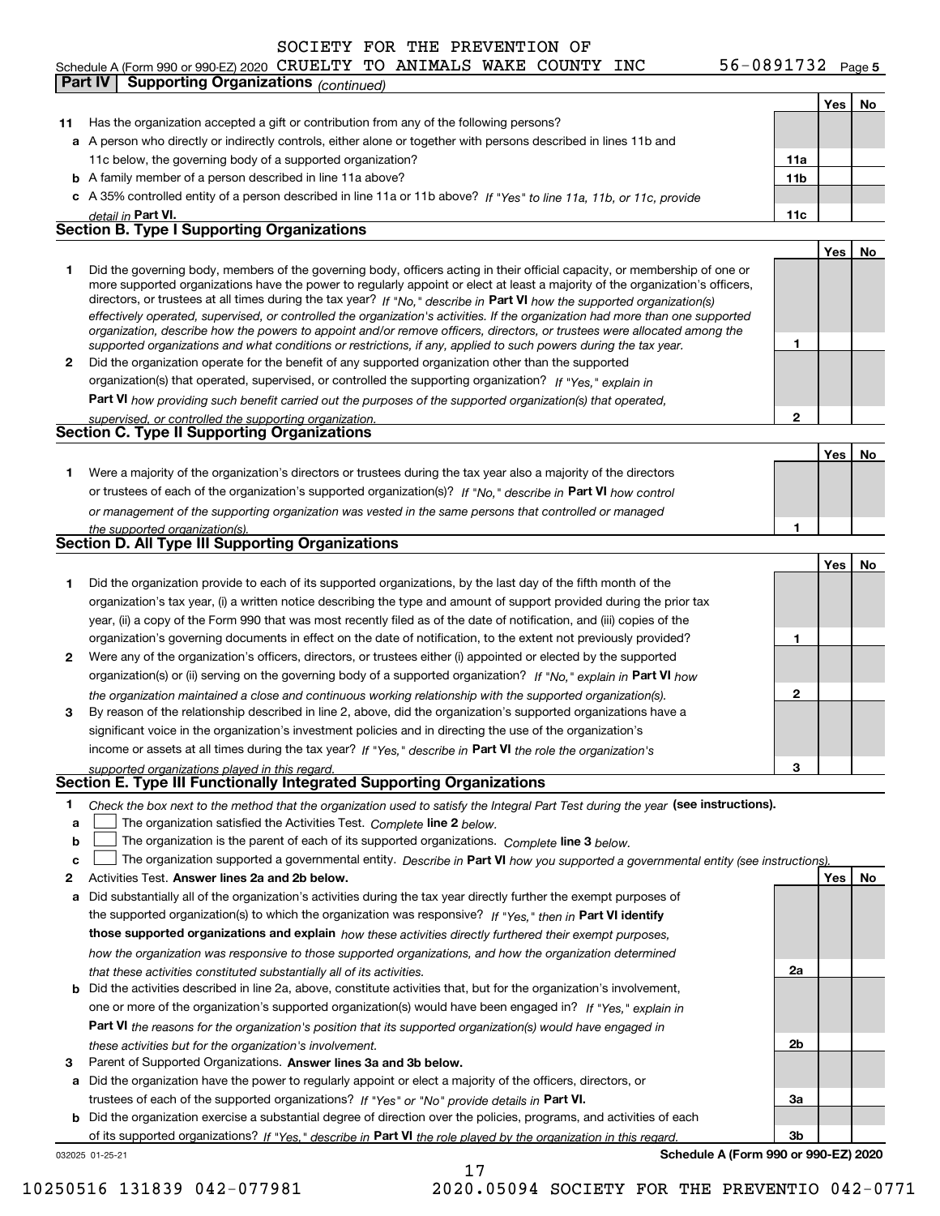SOCIETY FOR THE PREVENTION OF

Schedule A (Form 990 or 990-EZ) 2020 CRUELTY TO ANIMALS WAKE COUNTY INC 56-0891732 Page 5

**Part IV | Supporting Organizations** *(continued)*

| | | | Yes | No |
|---|---|---|---|---|
| **11** | Has the organization accepted a gift or contribution from any of the following persons? | | | |
| **a** | A person who directly or indirectly controls, either alone or together with persons described in lines 11b and 11c below, the governing body of a supported organization? | **11a** | | |
| **b** | A family member of a person described in line 11a above? | **11b** | | |
| **c** | A 35% controlled entity of a person described in line 11a or 11b above? *If "Yes" to line 11a, 11b, or 11c, provide detail in* **Part VI.** | **11c** | | |

**Section B. Type I Supporting Organizations**

| | | | Yes | No |
|---|---|---|---|---|
| **1** | Did the governing body, members of the governing body, officers acting in their official capacity, or membership of one or more supported organizations have the power to regularly appoint or elect at least a majority of the organization's officers, directors, or trustees at all times during the tax year? *If "No," describe in* **Part VI** *how the supported organization(s) effectively operated, supervised, or controlled the organization's activities. If the organization had more than one supported organization, describe how the powers to appoint and/or remove officers, directors, or trustees were allocated among the supported organizations and what conditions or restrictions, if any, applied to such powers during the tax year.* | **1** | | |
| **2** | Did the organization operate for the benefit of any supported organization other than the supported organization(s) that operated, supervised, or controlled the supporting organization? *If "Yes," explain in* **Part VI** *how providing such benefit carried out the purposes of the supported organization(s) that operated, supervised, or controlled the supporting organization.* | **2** | | |

**Section C. Type II Supporting Organizations**

| | | | Yes | No |
|---|---|---|---|---|
| **1** | Were a majority of the organization's directors or trustees during the tax year also a majority of the directors or trustees of each of the organization's supported organization(s)? *If "No," describe in* **Part VI** *how control or management of the supporting organization was vested in the same persons that controlled or managed the supported organization(s).* | **1** | | |

**Section D. All Type III Supporting Organizations**

| | | | Yes | No |
|---|---|---|---|---|
| **1** | Did the organization provide to each of its supported organizations, by the last day of the fifth month of the organization's tax year, (i) a written notice describing the type and amount of support provided during the prior tax year, (ii) a copy of the Form 990 that was most recently filed as of the date of notification, and (iii) copies of the organization's governing documents in effect on the date of notification, to the extent not previously provided? | **1** | | |
| **2** | Were any of the organization's officers, directors, or trustees either (i) appointed or elected by the supported organization(s) or (ii) serving on the governing body of a supported organization? *If "No," explain in* **Part VI** *how the organization maintained a close and continuous working relationship with the supported organization(s).* | **2** | | |
| **3** | By reason of the relationship described in line 2, above, did the organization's supported organizations have a significant voice in the organization's investment policies and in directing the use of the organization's income or assets at all times during the tax year? *If "Yes," describe in* **Part VI** *the role the organization's supported organizations played in this regard.* | **3** | | |

**Section E. Type III Functionally Integrated Supporting Organizations**

**1** *Check the box next to the method that the organization used to satisfy the Integral Part Test during the year* **(see instructions).**

- **a** ☐ The organization satisfied the Activities Test. *Complete* **line 2** *below.*
- **b** ☐ The organization is the parent of each of its supported organizations. *Complete* **line 3** *below.*
- **c** ☐ The organization supported a governmental entity. *Describe in* **Part VI** *how you supported a governmental entity (see instructions).*

| | | | Yes | No |
|---|---|---|---|---|
| **2** | Activities Test. **Answer lines 2a and 2b below.** | | | |
| **a** | Did substantially all of the organization's activities during the tax year directly further the exempt purposes of the supported organization(s) to which the organization was responsive? *If "Yes," then in* **Part VI identify those supported organizations and explain** *how these activities directly furthered their exempt purposes, how the organization was responsive to those supported organizations, and how the organization determined that these activities constituted substantially all of its activities.* | **2a** | | |
| **b** | Did the activities described in line 2a, above, constitute activities that, but for the organization's involvement, one or more of the organization's supported organization(s) would have been engaged in? *If "Yes," explain in* **Part VI** *the reasons for the organization's position that its supported organization(s) would have engaged in these activities but for the organization's involvement.* | **2b** | | |
| **3** | Parent of Supported Organizations. **Answer lines 3a and 3b below.** | | | |
| **a** | Did the organization have the power to regularly appoint or elect a majority of the officers, directors, or trustees of each of the supported organizations? *If "Yes" or "No" provide details in* **Part VI.** | **3a** | | |
| **b** | Did the organization exercise a substantial degree of direction over the policies, programs, and activities of each of its supported organizations? *If "Yes," describe in* **Part VI** *the role played by the organization in this regard.* | **3b** | | |

032025 01-25-21 **Schedule A (Form 990 or 990-EZ) 2020**

10250516 131839 042-077981 2020.05094 SOCIETY FOR THE PREVENTIO 042-0771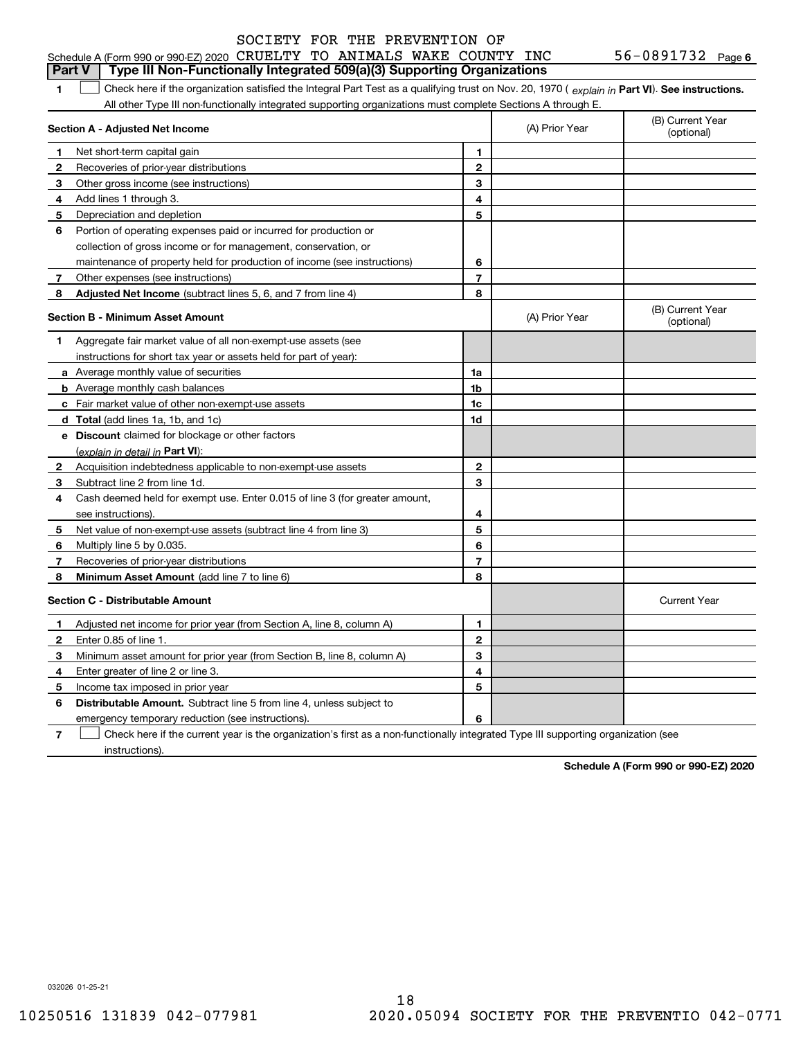Schedule A (Form 990 or 990-EZ) 2020 SOCIETY FOR THE PREVENTION OF CRUELTY TO ANIMALS WAKE COUNTY INC 56-0891732 Page 6

## Part V Type III Non-Functionally Integrated 509(a)(3) Supporting Organizations

**1** ☐ Check here if the organization satisfied the Integral Part Test as a qualifying trust on Nov. 20, 1970 ( *explain in* **Part VI**). **See instructions.** All other Type III non-functionally integrated supporting organizations must complete Sections A through E.

| **Section A - Adjusted Net Income** | | (A) Prior Year | (B) Current Year (optional) |
|---|---|---|---|
| **1** Net short-term capital gain | 1 | | |
| **2** Recoveries of prior-year distributions | 2 | | |
| **3** Other gross income (see instructions) | 3 | | |
| **4** Add lines 1 through 3. | 4 | | |
| **5** Depreciation and depletion | 5 | | |
| **6** Portion of operating expenses paid or incurred for production or collection of gross income or for management, conservation, or maintenance of property held for production of income (see instructions) | 6 | | |
| **7** Other expenses (see instructions) | 7 | | |
| **8** **Adjusted Net Income** (subtract lines 5, 6, and 7 from line 4) | 8 | | |

| **Section B - Minimum Asset Amount** | | (A) Prior Year | (B) Current Year (optional) |
|---|---|---|---|
| **1** Aggregate fair market value of all non-exempt-use assets (see instructions for short tax year or assets held for part of year): | | | |
| **a** Average monthly value of securities | 1a | | |
| **b** Average monthly cash balances | 1b | | |
| **c** Fair market value of other non-exempt-use assets | 1c | | |
| **d** **Total** (add lines 1a, 1b, and 1c) | 1d | | |
| **e** **Discount** claimed for blockage or other factors (*explain in detail in* **Part VI**): | | | |
| **2** Acquisition indebtedness applicable to non-exempt-use assets | 2 | | |
| **3** Subtract line 2 from line 1d. | 3 | | |
| **4** Cash deemed held for exempt use. Enter 0.015 of line 3 (for greater amount, see instructions). | 4 | | |
| **5** Net value of non-exempt-use assets (subtract line 4 from line 3) | 5 | | |
| **6** Multiply line 5 by 0.035. | 6 | | |
| **7** Recoveries of prior-year distributions | 7 | | |
| **8** **Minimum Asset Amount** (add line 7 to line 6) | 8 | | |

| **Section C - Distributable Amount** | | | Current Year |
|---|---|---|---|
| **1** Adjusted net income for prior year (from Section A, line 8, column A) | 1 | | |
| **2** Enter 0.85 of line 1. | 2 | | |
| **3** Minimum asset amount for prior year (from Section B, line 8, column A) | 3 | | |
| **4** Enter greater of line 2 or line 3. | 4 | | |
| **5** Income tax imposed in prior year | 5 | | |
| **6** **Distributable Amount.** Subtract line 5 from line 4, unless subject to emergency temporary reduction (see instructions). | 6 | | |

**7** ☐ Check here if the current year is the organization's first as a non-functionally integrated Type III supporting organization (see instructions).

**Schedule A (Form 990 or 990-EZ) 2020**

032026 01-25-21

10250516 131839 042-077981 2020.05094 SOCIETY FOR THE PREVENTIO 042-0771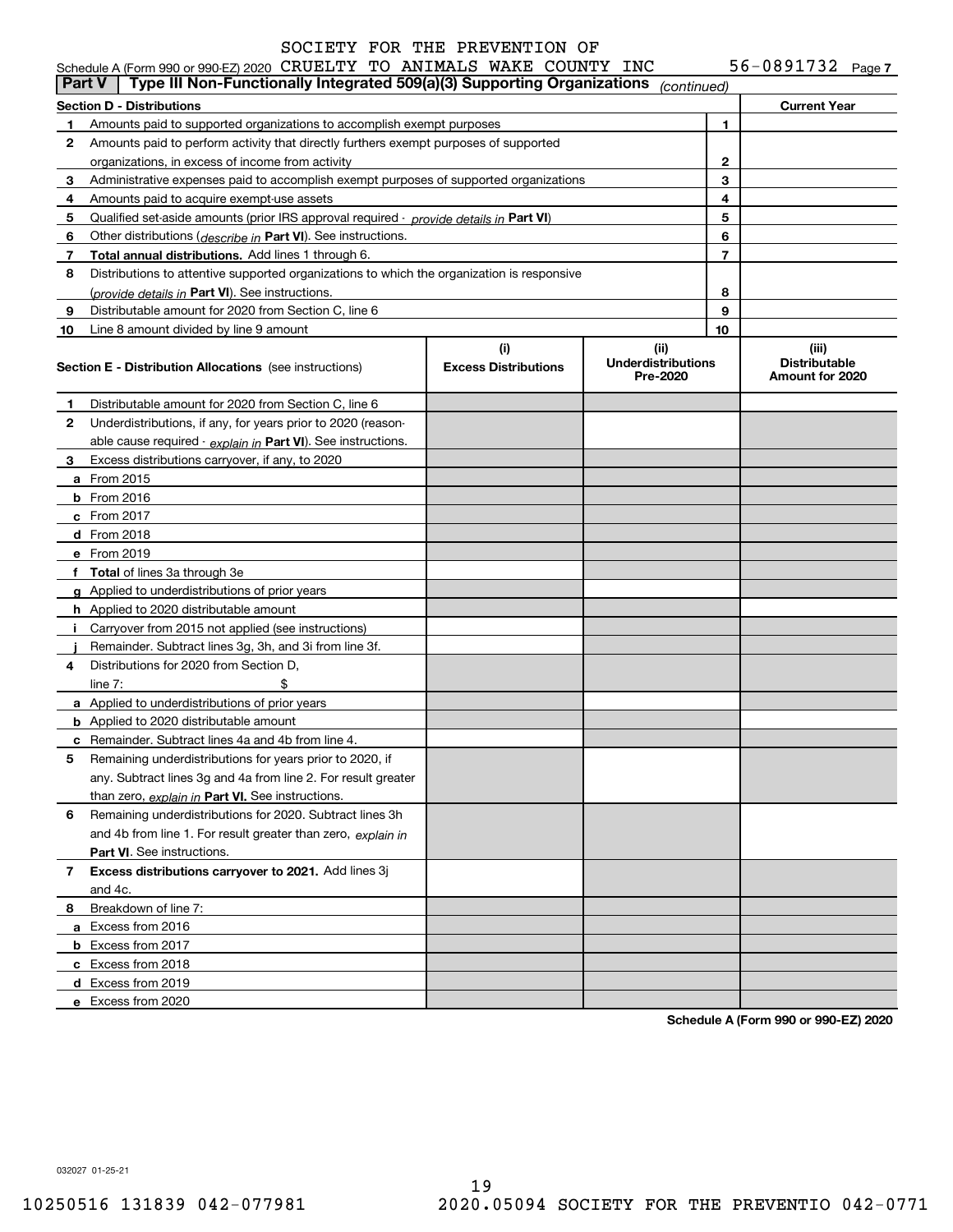SOCIETY FOR THE PREVENTION OF

Schedule A (Form 990 or 990-EZ) 2020 CRUELTY TO ANIMALS WAKE COUNTY INC 56-0891732 Page 7

## Part V Type III Non-Functionally Integrated 509(a)(3) Supporting Organizations *(continued)*

| **Section D - Distributions** | | | **Current Year** |
|---|---|---|---|
| **1** | Amounts paid to supported organizations to accomplish exempt purposes | 1 | |
| **2** | Amounts paid to perform activity that directly furthers exempt purposes of supported organizations, in excess of income from activity | 2 | |
| **3** | Administrative expenses paid to accomplish exempt purposes of supported organizations | 3 | |
| **4** | Amounts paid to acquire exempt-use assets | 4 | |
| **5** | Qualified set-aside amounts (prior IRS approval required - *provide details in* **Part VI**) | 5 | |
| **6** | Other distributions (*describe in* **Part VI**). See instructions. | 6 | |
| **7** | **Total annual distributions.** Add lines 1 through 6. | 7 | |
| **8** | Distributions to attentive supported organizations to which the organization is responsive (*provide details in* **Part VI**). See instructions. | 8 | |
| **9** | Distributable amount for 2020 from Section C, line 6 | 9 | |
| **10** | Line 8 amount divided by line 9 amount | 10 | |

| **Section E - Distribution Allocations** (see instructions) | **(i)** Excess Distributions | **(ii)** Underdistributions Pre-2020 | **(iii)** Distributable Amount for 2020 |
|---|---|---|---|
| **1** Distributable amount for 2020 from Section C, line 6 | | | |
| **2** Underdistributions, if any, for years prior to 2020 (reasonable cause required - *explain in* **Part VI**). See instructions. | | | |
| **3** Excess distributions carryover, if any, to 2020 | | | |
| **a** From 2015 | | | |
| **b** From 2016 | | | |
| **c** From 2017 | | | |
| **d** From 2018 | | | |
| **e** From 2019 | | | |
| **f** **Total** of lines 3a through 3e | | | |
| **g** Applied to underdistributions of prior years | | | |
| **h** Applied to 2020 distributable amount | | | |
| **i** Carryover from 2015 not applied (see instructions) | | | |
| **j** Remainder. Subtract lines 3g, 3h, and 3i from line 3f. | | | |
| **4** Distributions for 2020 from Section D, line 7: $ | | | |
| **a** Applied to underdistributions of prior years | | | |
| **b** Applied to 2020 distributable amount | | | |
| **c** Remainder. Subtract lines 4a and 4b from line 4. | | | |
| **5** Remaining underdistributions for years prior to 2020, if any. Subtract lines 3g and 4a from line 2. For result greater than zero, *explain in* **Part VI.** See instructions. | | | |
| **6** Remaining underdistributions for 2020. Subtract lines 3h and 4b from line 1. For result greater than zero, *explain in* **Part VI**. See instructions. | | | |
| **7** **Excess distributions carryover to 2021.** Add lines 3j and 4c. | | | |
| **8** Breakdown of line 7: | | | |
| **a** Excess from 2016 | | | |
| **b** Excess from 2017 | | | |
| **c** Excess from 2018 | | | |
| **d** Excess from 2019 | | | |
| **e** Excess from 2020 | | | |

**Schedule A (Form 990 or 990-EZ) 2020**

032027 01-25-21

10250516 131839 042-077981 2020.05094 SOCIETY FOR THE PREVENTIO 042-0771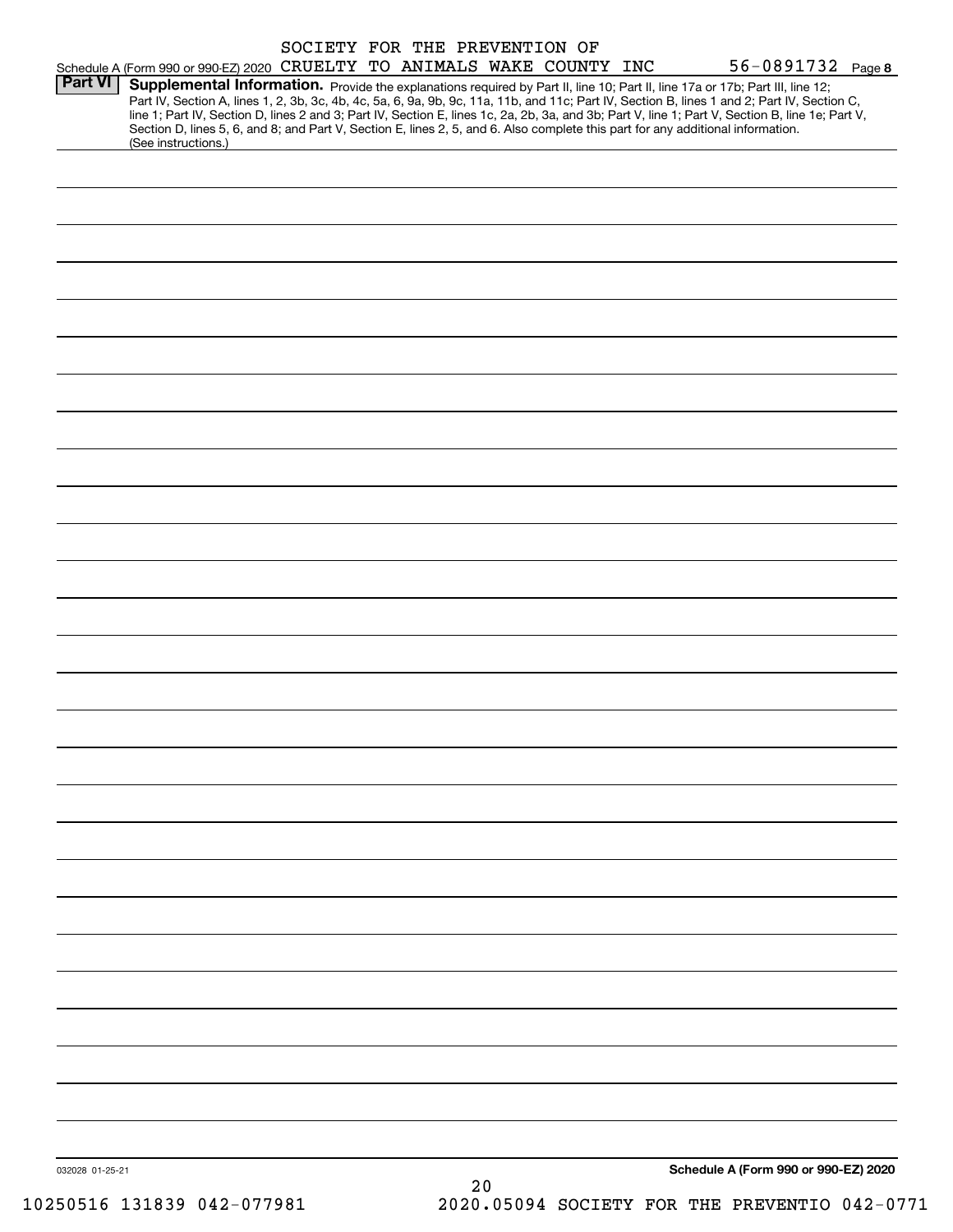Schedule A (Form 990 or 990-EZ) 2020 SOCIETY FOR THE PREVENTION OF CRUELTY TO ANIMALS WAKE COUNTY INC 56-0891732 Page **8**

**Part VI** **Supplemental Information.** Provide the explanations required by Part II, line 10; Part II, line 17a or 17b; Part III, line 12; Part IV, Section A, lines 1, 2, 3b, 3c, 4b, 4c, 5a, 6, 9a, 9b, 9c, 11a, 11b, and 11c; Part IV, Section B, lines 1 and 2; Part IV, Section C, line 1; Part IV, Section D, lines 2 and 3; Part IV, Section E, lines 1c, 2a, 2b, 3a, and 3b; Part V, line 1; Part V, Section B, line 1e; Part V, Section D, lines 5, 6, and 8; and Part V, Section E, lines 2, 5, and 6. Also complete this part for any additional information. (See instructions.)

032028 01-25-21

**Schedule A (Form 990 or 990-EZ) 2020**

10250516 131839 042-077981 2020.05094 SOCIETY FOR THE PREVENTIO 042-0771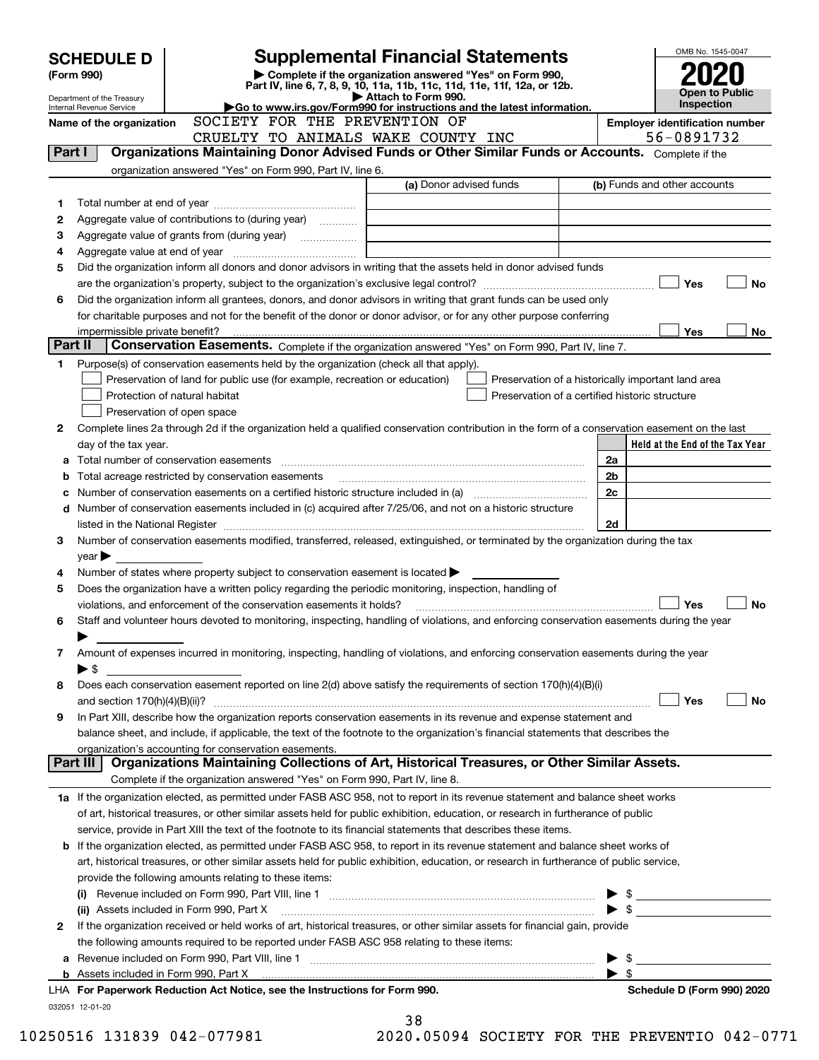# SCHEDULE D (Form 990)

# Supplemental Financial Statements

▶ Complete if the organization answered "Yes" on Form 990, Part IV, line 6, 7, 8, 9, 10, 11a, 11b, 11c, 11d, 11e, 11f, 12a, or 12b.
▶ Attach to Form 990.
▶Go to www.irs.gov/Form990 for instructions and the latest information.

Department of the Treasury
Internal Revenue Service

OMB No. 1545-0047

**2020**

**Open to Public Inspection**

**Name of the organization:** SOCIETY FOR THE PREVENTION OF CRUELTY TO ANIMALS WAKE COUNTY INC

**Employer identification number:** 56-0891732

## Part I Organizations Maintaining Donor Advised Funds or Other Similar Funds or Accounts.

Complete if the organization answered "Yes" on Form 990, Part IV, line 6.

| | | (a) Donor advised funds | (b) Funds and other accounts |
|---|---|---|---|
| 1 | Total number at end of year | | |
| 2 | Aggregate value of contributions to (during year) | | |
| 3 | Aggregate value of grants from (during year) | | |
| 4 | Aggregate value at end of year | | |

5 Did the organization inform all donors and donor advisors in writing that the assets held in donor advised funds are the organization's property, subject to the organization's exclusive legal control? ☐ Yes ☐ No

6 Did the organization inform all grantees, donors, and donor advisors in writing that grant funds can be used only for charitable purposes and not for the benefit of the donor or donor advisor, or for any other purpose conferring impermissible private benefit? ☐ Yes ☐ No

## Part II Conservation Easements.

Complete if the organization answered "Yes" on Form 990, Part IV, line 7.

1 Purpose(s) of conservation easements held by the organization (check all that apply).

- ☐ Preservation of land for public use (for example, recreation or education)
- ☐ Protection of natural habitat
- ☐ Preservation of open space
- ☐ Preservation of a historically important land area
- ☐ Preservation of a certified historic structure

2 Complete lines 2a through 2d if the organization held a qualified conservation contribution in the form of a conservation easement on the last day of the tax year.

| | | | Held at the End of the Tax Year |
|---|---|---|---|
| a | Total number of conservation easements | 2a | |
| b | Total acreage restricted by conservation easements | 2b | |
| c | Number of conservation easements on a certified historic structure included in (a) | 2c | |
| d | Number of conservation easements included in (c) acquired after 7/25/06, and not on a historic structure listed in the National Register | 2d | |

3 Number of conservation easements modified, transferred, released, extinguished, or terminated by the organization during the tax year ▶

4 Number of states where property subject to conservation easement is located ▶

5 Does the organization have a written policy regarding the periodic monitoring, inspection, handling of violations, and enforcement of the conservation easements it holds? ☐ Yes ☐ No

6 Staff and volunteer hours devoted to monitoring, inspecting, handling of violations, and enforcing conservation easements during the year ▶

7 Amount of expenses incurred in monitoring, inspecting, handling of violations, and enforcing conservation easements during the year ▶ $

8 Does each conservation easement reported on line 2(d) above satisfy the requirements of section 170(h)(4)(B)(i) and section 170(h)(4)(B)(ii)? ☐ Yes ☐ No

9 In Part XIII, describe how the organization reports conservation easements in its revenue and expense statement and balance sheet, and include, if applicable, the text of the footnote to the organization's financial statements that describes the organization's accounting for conservation easements.

## Part III Organizations Maintaining Collections of Art, Historical Treasures, or Other Similar Assets.

Complete if the organization answered "Yes" on Form 990, Part IV, line 8.

1a If the organization elected, as permitted under FASB ASC 958, not to report in its revenue statement and balance sheet works of art, historical treasures, or other similar assets held for public exhibition, education, or research in furtherance of public service, provide in Part XIII the text of the footnote to its financial statements that describes these items.

b If the organization elected, as permitted under FASB ASC 958, to report in its revenue statement and balance sheet works of art, historical treasures, or other similar assets held for public exhibition, education, or research in furtherance of public service, provide the following amounts relating to these items:

(i) Revenue included on Form 990, Part VIII, line 1 ▶ $

(ii) Assets included in Form 990, Part X ▶ $

2 If the organization received or held works of art, historical treasures, or other similar assets for financial gain, provide the following amounts required to be reported under FASB ASC 958 relating to these items:

a Revenue included on Form 990, Part VIII, line 1 ▶ $

b Assets included in Form 990, Part X ▶ $

LHA **For Paperwork Reduction Act Notice, see the Instructions for Form 990.** **Schedule D (Form 990) 2020**

032051 12-01-20

10250516 131839 042-077981 2020.05094 SOCIETY FOR THE PREVENTIO 042-0771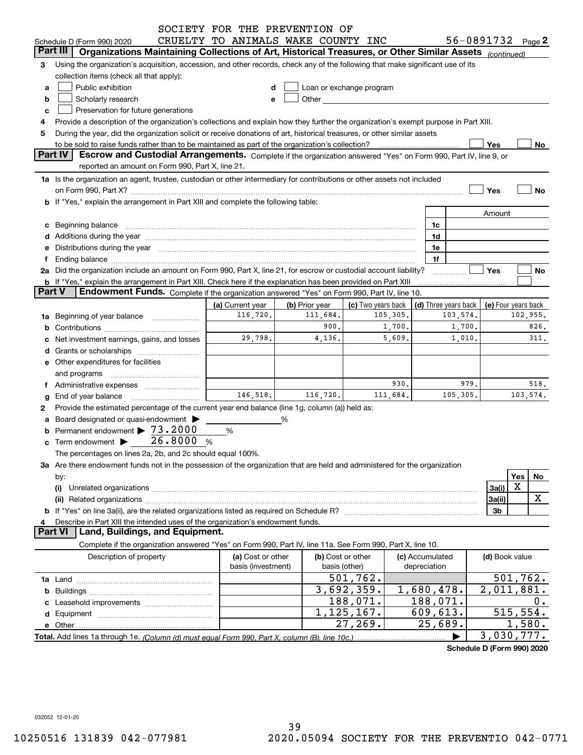SOCIETY FOR THE PREVENTION OF CRUELTY TO ANIMALS WAKE COUNTY INC — 56-0891732

Schedule D (Form 990) 2020 Page 2

## Part III Organizations Maintaining Collections of Art, Historical Treasures, or Other Similar Assets *(continued)*

3 Using the organization's acquisition, accession, and other records, check any of the following that make significant use of its collection items (check all that apply):

- a ☐ Public exhibition
- b ☐ Scholarly research
- c ☐ Preservation for future generations
- d ☐ Loan or exchange program
- e ☐ Other

4 Provide a description of the organization's collections and explain how they further the organization's exempt purpose in Part XIII.

5 During the year, did the organization solicit or receive donations of art, historical treasures, or other similar assets to be sold to raise funds rather than to be maintained as part of the organization's collection? ☐ Yes ☐ No

## Part IV Escrow and Custodial Arrangements.

Complete if the organization answered "Yes" on Form 990, Part IV, line 9, or reported an amount on Form 990, Part X, line 21.

1a Is the organization an agent, trustee, custodian or other intermediary for contributions or other assets not included on Form 990, Part X? ☐ Yes ☐ No

b If "Yes," explain the arrangement in Part XIII and complete the following table:

| | | Amount |
|---|---|---|
| c Beginning balance | 1c | |
| d Additions during the year | 1d | |
| e Distributions during the year | 1e | |
| f Ending balance | 1f | |

2a Did the organization include an amount on Form 990, Part X, line 21, for escrow or custodial account liability? ☐ Yes ☐ No

b If "Yes," explain the arrangement in Part XIII. Check here if the explanation has been provided on Part XIII ☐

## Part V Endowment Funds.

Complete if the organization answered "Yes" on Form 990, Part IV, line 10.

| | (a) Current year | (b) Prior year | (c) Two years back | (d) Three years back | (e) Four years back |
|---|---|---|---|---|---|
| 1a Beginning of year balance | 116,720. | 111,684. | 105,305. | 103,574. | 102,955. |
| b Contributions | | 900. | 1,700. | 1,700. | 826. |
| c Net investment earnings, gains, and losses | 29,798. | 4,136. | 5,609. | 1,010. | 311. |
| d Grants or scholarships | | | | | |
| e Other expenditures for facilities and programs | | | | | |
| f Administrative expenses | | | 930. | 979. | 518. |
| g End of year balance | 146,518. | 116,720. | 111,684. | 105,305. | 103,574. |

2 Provide the estimated percentage of the current year end balance (line 1g, column (a)) held as:

- a Board designated or quasi-endowment ▶ ______ %
- b Permanent endowment ▶ 73.2000 %
- c Term endowment ▶ 26.8000 %

The percentages on lines 2a, 2b, and 2c should equal 100%.

3a Are there endowment funds not in the possession of the organization that are held and administered for the organization by:

| | | Yes | No |
|---|---|---|---|
| (i) Unrelated organizations | 3a(i) | X | |
| (ii) Related organizations | 3a(ii) | | X |
| b If "Yes" on line 3a(ii), are the related organizations listed as required on Schedule R? | 3b | | |

4 Describe in Part XIII the intended uses of the organization's endowment funds.

## Part VI Land, Buildings, and Equipment.

Complete if the organization answered "Yes" on Form 990, Part IV, line 11a. See Form 990, Part X, line 10.

| Description of property | (a) Cost or other basis (investment) | (b) Cost or other basis (other) | (c) Accumulated depreciation | (d) Book value |
|---|---|---|---|---|
| 1a Land | | 501,762. | | 501,762. |
| b Buildings | | 3,692,359. | 1,680,478. | 2,011,881. |
| c Leasehold improvements | | 188,071. | 188,071. | 0. |
| d Equipment | | 1,125,167. | 609,613. | 515,554. |
| e Other | | 27,269. | 25,689. | 1,580. |
| **Total.** Add lines 1a through 1e. *(Column (d) must equal Form 990, Part X, column (B), line 10c.)* ▶ | | | | 3,030,777. |

**Schedule D (Form 990) 2020**

032052 12-01-20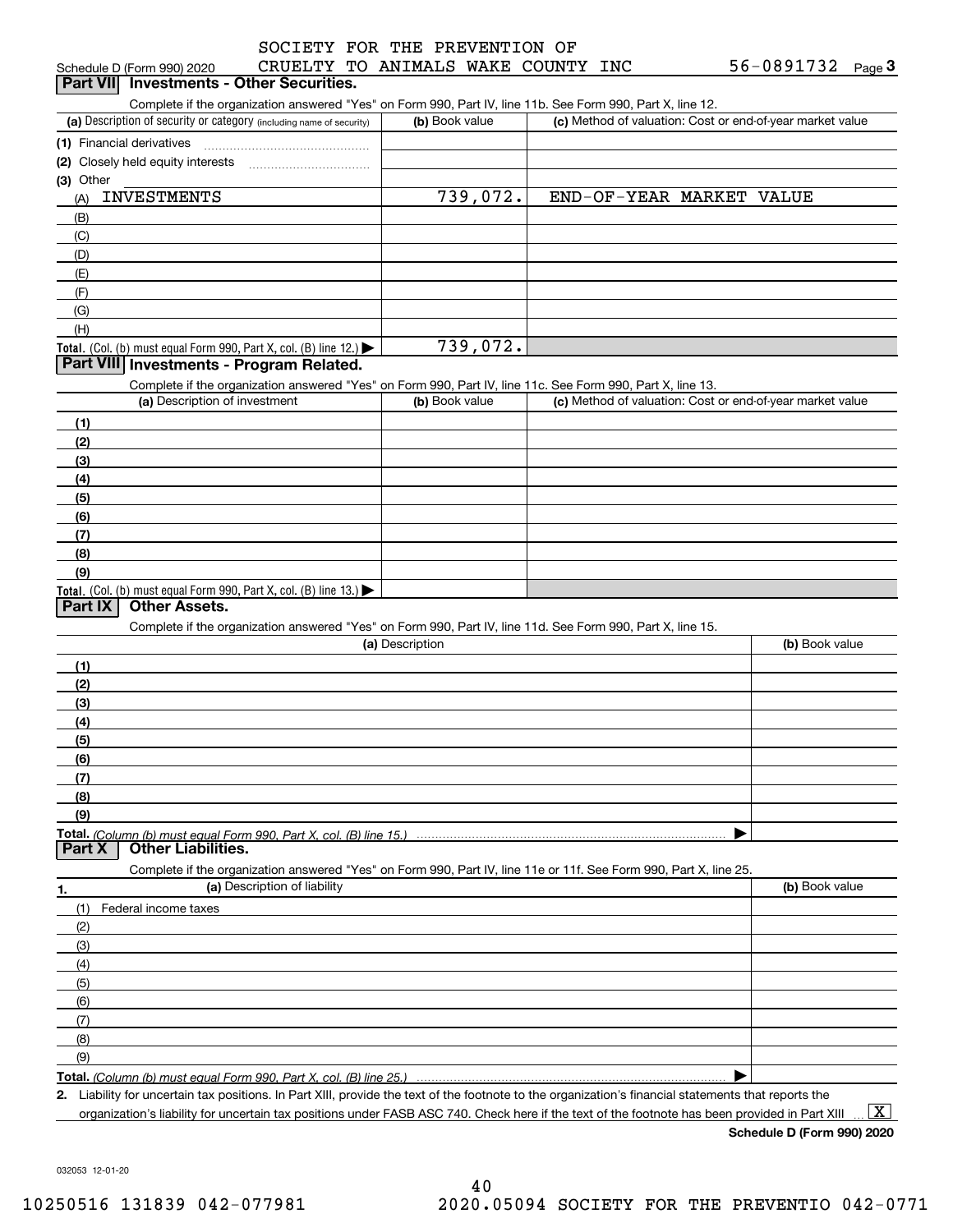Schedule D (Form 990) 2020 SOCIETY FOR THE PREVENTION OF CRUELTY TO ANIMALS WAKE COUNTY INC 56-0891732 Page 3

## Part VII Investments - Other Securities.

Complete if the organization answered "Yes" on Form 990, Part IV, line 11b. See Form 990, Part X, line 12.

| (a) Description of security or category (including name of security) | (b) Book value | (c) Method of valuation: Cost or end-of-year market value |
|---|---|---|
| (1) Financial derivatives | | |
| (2) Closely held equity interests | | |
| (3) Other | | |
| (A) INVESTMENTS | 739,072. | END-OF-YEAR MARKET VALUE |
| (B) | | |
| (C) | | |
| (D) | | |
| (E) | | |
| (F) | | |
| (G) | | |
| (H) | | |
| **Total.** (Col. (b) must equal Form 990, Part X, col. (B) line 12.) | 739,072. | |

## Part VIII Investments - Program Related.

Complete if the organization answered "Yes" on Form 990, Part IV, line 11c. See Form 990, Part X, line 13.

| (a) Description of investment | (b) Book value | (c) Method of valuation: Cost or end-of-year market value |
|---|---|---|
| (1) | | |
| (2) | | |
| (3) | | |
| (4) | | |
| (5) | | |
| (6) | | |
| (7) | | |
| (8) | | |
| (9) | | |
| **Total.** (Col. (b) must equal Form 990, Part X, col. (B) line 13.) | | |

## Part IX Other Assets.

Complete if the organization answered "Yes" on Form 990, Part IV, line 11d. See Form 990, Part X, line 15.

| (a) Description | (b) Book value |
|---|---|
| (1) | |
| (2) | |
| (3) | |
| (4) | |
| (5) | |
| (6) | |
| (7) | |
| (8) | |
| (9) | |
| **Total.** *(Column (b) must equal Form 990, Part X, col. (B) line 15.)* | |

## Part X Other Liabilities.

Complete if the organization answered "Yes" on Form 990, Part IV, line 11e or 11f. See Form 990, Part X, line 25.

| 1. (a) Description of liability | (b) Book value |
|---|---|
| (1) Federal income taxes | |
| (2) | |
| (3) | |
| (4) | |
| (5) | |
| (6) | |
| (7) | |
| (8) | |
| (9) | |
| **Total.** *(Column (b) must equal Form 990, Part X, col. (B) line 25.)* | |

**2.** Liability for uncertain tax positions. In Part XIII, provide the text of the footnote to the organization's financial statements that reports the organization's liability for uncertain tax positions under FASB ASC 740. Check here if the text of the footnote has been provided in Part XIII ... [X]

**Schedule D (Form 990) 2020**

032053 12-01-20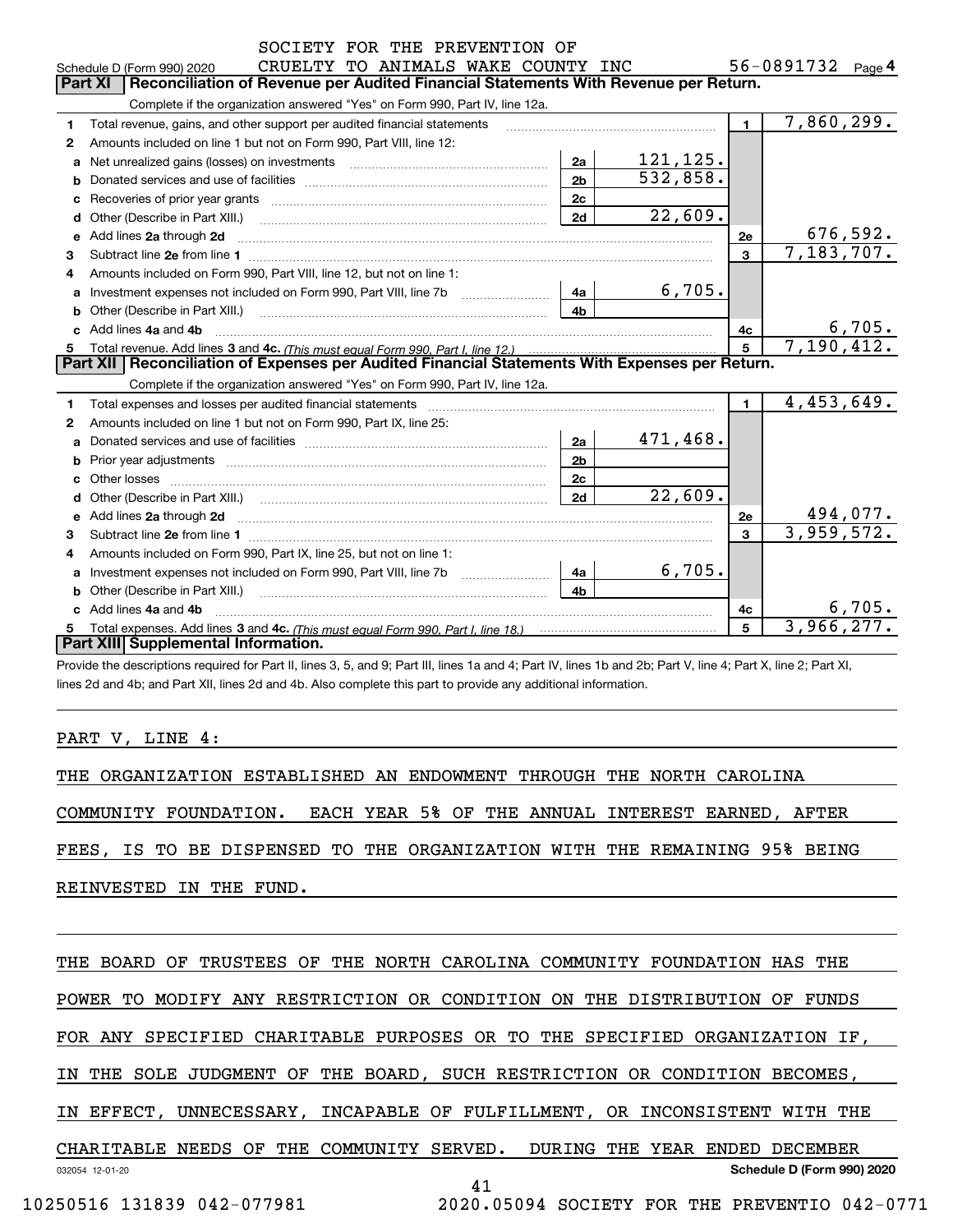SOCIETY FOR THE PREVENTION OF CRUELTY TO ANIMALS WAKE COUNTY INC — 56-0891732

Schedule D (Form 990) 2020 — Page 4

## Part XI Reconciliation of Revenue per Audited Financial Statements With Revenue per Return.

Complete if the organization answered "Yes" on Form 990, Part IV, line 12a.

| Line | Description | Ref | Amount | Ref | Amount |
|---|---|---|---|---|---|
| 1 | Total revenue, gains, and other support per audited financial statements | | | 1 | 7,860,299. |
| 2 | Amounts included on line 1 but not on Form 990, Part VIII, line 12: | | | | |
| a | Net unrealized gains (losses) on investments | 2a | 121,125. | | |
| b | Donated services and use of facilities | 2b | 532,858. | | |
| c | Recoveries of prior year grants | 2c | | | |
| d | Other (Describe in Part XIII.) | 2d | 22,609. | | |
| e | Add lines 2a through 2d | | | 2e | 676,592. |
| 3 | Subtract line 2e from line 1 | | | 3 | 7,183,707. |
| 4 | Amounts included on Form 990, Part VIII, line 12, but not on line 1: | | | | |
| a | Investment expenses not included on Form 990, Part VIII, line 7b | 4a | 6,705. | | |
| b | Other (Describe in Part XIII.) | 4b | | | |
| c | Add lines 4a and 4b | | | 4c | 6,705. |
| 5 | Total revenue. Add lines 3 and 4c. *(This must equal Form 990, Part I, line 12.)* | | | 5 | 7,190,412. |

## Part XII Reconciliation of Expenses per Audited Financial Statements With Expenses per Return.

Complete if the organization answered "Yes" on Form 990, Part IV, line 12a.

| Line | Description | Ref | Amount | Ref | Amount |
|---|---|---|---|---|---|
| 1 | Total expenses and losses per audited financial statements | | | 1 | 4,453,649. |
| 2 | Amounts included on line 1 but not on Form 990, Part IX, line 25: | | | | |
| a | Donated services and use of facilities | 2a | 471,468. | | |
| b | Prior year adjustments | 2b | | | |
| c | Other losses | 2c | | | |
| d | Other (Describe in Part XIII.) | 2d | 22,609. | | |
| e | Add lines 2a through 2d | | | 2e | 494,077. |
| 3 | Subtract line 2e from line 1 | | | 3 | 3,959,572. |
| 4 | Amounts included on Form 990, Part IX, line 25, but not on line 1: | | | | |
| a | Investment expenses not included on Form 990, Part VIII, line 7b | 4a | 6,705. | | |
| b | Other (Describe in Part XIII.) | 4b | | | |
| c | Add lines 4a and 4b | | | 4c | 6,705. |
| 5 | Total expenses. Add lines 3 and 4c. *(This must equal Form 990, Part I, line 18.)* | | | 5 | 3,966,277. |

## Part XIII Supplemental Information.

Provide the descriptions required for Part II, lines 3, 5, and 9; Part III, lines 1a and 4; Part IV, lines 1b and 2b; Part V, line 4; Part X, line 2; Part XI, lines 2d and 4b; and Part XII, lines 2d and 4b. Also complete this part to provide any additional information.

PART V, LINE 4:

THE ORGANIZATION ESTABLISHED AN ENDOWMENT THROUGH THE NORTH CAROLINA COMMUNITY FOUNDATION. EACH YEAR 5% OF THE ANNUAL INTEREST EARNED, AFTER FEES, IS TO BE DISPENSED TO THE ORGANIZATION WITH THE REMAINING 95% BEING REINVESTED IN THE FUND.

THE BOARD OF TRUSTEES OF THE NORTH CAROLINA COMMUNITY FOUNDATION HAS THE POWER TO MODIFY ANY RESTRICTION OR CONDITION ON THE DISTRIBUTION OF FUNDS FOR ANY SPECIFIED CHARITABLE PURPOSES OR TO THE SPECIFIED ORGANIZATION IF, IN THE SOLE JUDGMENT OF THE BOARD, SUCH RESTRICTION OR CONDITION BECOMES, IN EFFECT, UNNECESSARY, INCAPABLE OF FULFILLMENT, OR INCONSISTENT WITH THE CHARITABLE NEEDS OF THE COMMUNITY SERVED. DURING THE YEAR ENDED DECEMBER

032054 12-01-20 — Schedule D (Form 990) 2020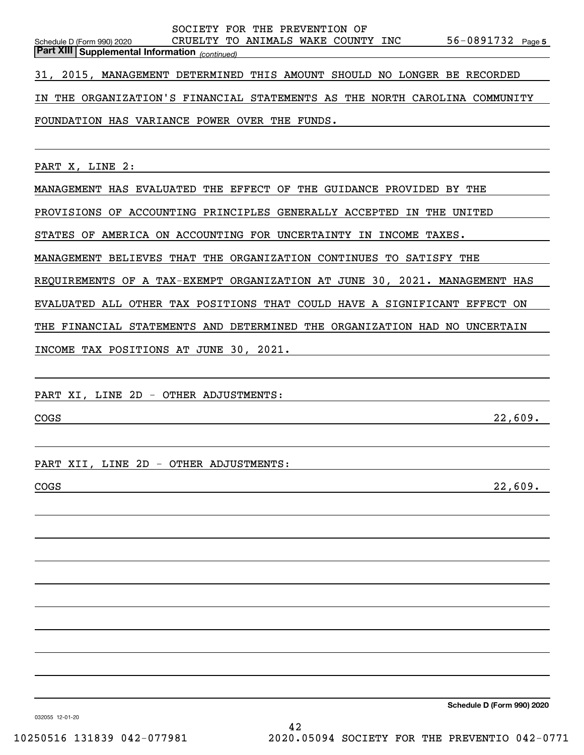SOCIETY FOR THE PREVENTION OF CRUELTY TO ANIMALS WAKE COUNTY INC 56-0891732

**Part XIII Supplemental Information** *(continued)*

31, 2015, MANAGEMENT DETERMINED THIS AMOUNT SHOULD NO LONGER BE RECORDED IN THE ORGANIZATION'S FINANCIAL STATEMENTS AS THE NORTH CAROLINA COMMUNITY FOUNDATION HAS VARIANCE POWER OVER THE FUNDS.

PART X, LINE 2:

MANAGEMENT HAS EVALUATED THE EFFECT OF THE GUIDANCE PROVIDED BY THE PROVISIONS OF ACCOUNTING PRINCIPLES GENERALLY ACCEPTED IN THE UNITED STATES OF AMERICA ON ACCOUNTING FOR UNCERTAINTY IN INCOME TAXES. MANAGEMENT BELIEVES THAT THE ORGANIZATION CONTINUES TO SATISFY THE REQUIREMENTS OF A TAX-EXEMPT ORGANIZATION AT JUNE 30, 2021. MANAGEMENT HAS EVALUATED ALL OTHER TAX POSITIONS THAT COULD HAVE A SIGNIFICANT EFFECT ON THE FINANCIAL STATEMENTS AND DETERMINED THE ORGANIZATION HAD NO UNCERTAIN INCOME TAX POSITIONS AT JUNE 30, 2021.

PART XI, LINE 2D - OTHER ADJUSTMENTS:

| | |
|---|---|
| COGS | 22,609. |

PART XII, LINE 2D - OTHER ADJUSTMENTS:

| | |
|---|---|
| COGS | 22,609. |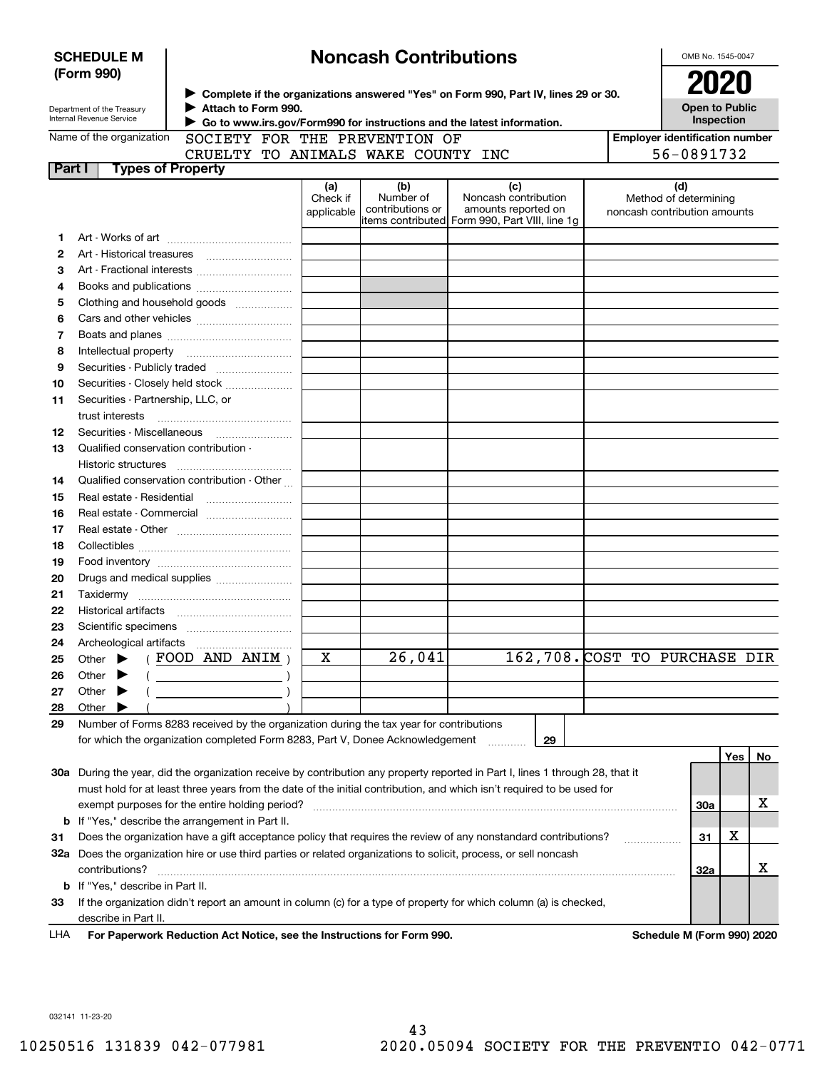**SCHEDULE M (Form 990)**

# Noncash Contributions

▶ Complete if the organizations answered "Yes" on Form 990, Part IV, lines 29 or 30.
▶ Attach to Form 990.
▶ Go to www.irs.gov/Form990 for instructions and the latest information.

Department of the Treasury
Internal Revenue Service

OMB No. 1545-0047

**2020**

**Open to Public Inspection**

Name of the organization: SOCIETY FOR THE PREVENTION OF CRUELTY TO ANIMALS WAKE COUNTY INC

Employer identification number: 56-0891732

## Part I Types of Property

| | | (a) Check if applicable | (b) Number of contributions or items contributed | (c) Noncash contribution amounts reported on Form 990, Part VIII, line 1g | (d) Method of determining noncash contribution amounts |
|---|---|---|---|---|---|
| 1 | Art - Works of art | | | | |
| 2 | Art - Historical treasures | | | | |
| 3 | Art - Fractional interests | | | | |
| 4 | Books and publications | | | | |
| 5 | Clothing and household goods | | | | |
| 6 | Cars and other vehicles | | | | |
| 7 | Boats and planes | | | | |
| 8 | Intellectual property | | | | |
| 9 | Securities - Publicly traded | | | | |
| 10 | Securities - Closely held stock | | | | |
| 11 | Securities - Partnership, LLC, or trust interests | | | | |
| 12 | Securities - Miscellaneous | | | | |
| 13 | Qualified conservation contribution - Historic structures | | | | |
| 14 | Qualified conservation contribution - Other | | | | |
| 15 | Real estate - Residential | | | | |
| 16 | Real estate - Commercial | | | | |
| 17 | Real estate - Other | | | | |
| 18 | Collectibles | | | | |
| 19 | Food inventory | | | | |
| 20 | Drugs and medical supplies | | | | |
| 21 | Taxidermy | | | | |
| 22 | Historical artifacts | | | | |
| 23 | Scientific specimens | | | | |
| 24 | Archeological artifacts | | | | |
| 25 | Other ▶ ( FOOD AND ANIM ) | X | 26,041 | 162,708. | COST TO PURCHASE DIR |
| 26 | Other ▶ ( ) | | | | |
| 27 | Other ▶ ( ) | | | | |
| 28 | Other ▶ ( ) | | | | |

**29** Number of Forms 8283 received by the organization during the tax year for contributions for which the organization completed Form 8283, Part V, Donee Acknowledgement ..... **29**

| | | | Yes | No |
|---|---|---|---|---|
| **30a** | During the year, did the organization receive by contribution any property reported in Part I, lines 1 through 28, that it must hold for at least three years from the date of the initial contribution, and which isn't required to be used for exempt purposes for the entire holding period? | 30a | | X |
| **b** | If "Yes," describe the arrangement in Part II. | | | |
| **31** | Does the organization have a gift acceptance policy that requires the review of any nonstandard contributions? | 31 | X | |
| **32a** | Does the organization hire or use third parties or related organizations to solicit, process, or sell noncash contributions? | 32a | | X |
| **b** | If "Yes," describe in Part II. | | | |
| **33** | If the organization didn't report an amount in column (c) for a type of property for which column (a) is checked, describe in Part II. | | | |

LHA **For Paperwork Reduction Act Notice, see the Instructions for Form 990.** **Schedule M (Form 990) 2020**

032141 11-23-20

10250516 131839 042-077981 2020.05094 SOCIETY FOR THE PREVENTIO 042-0771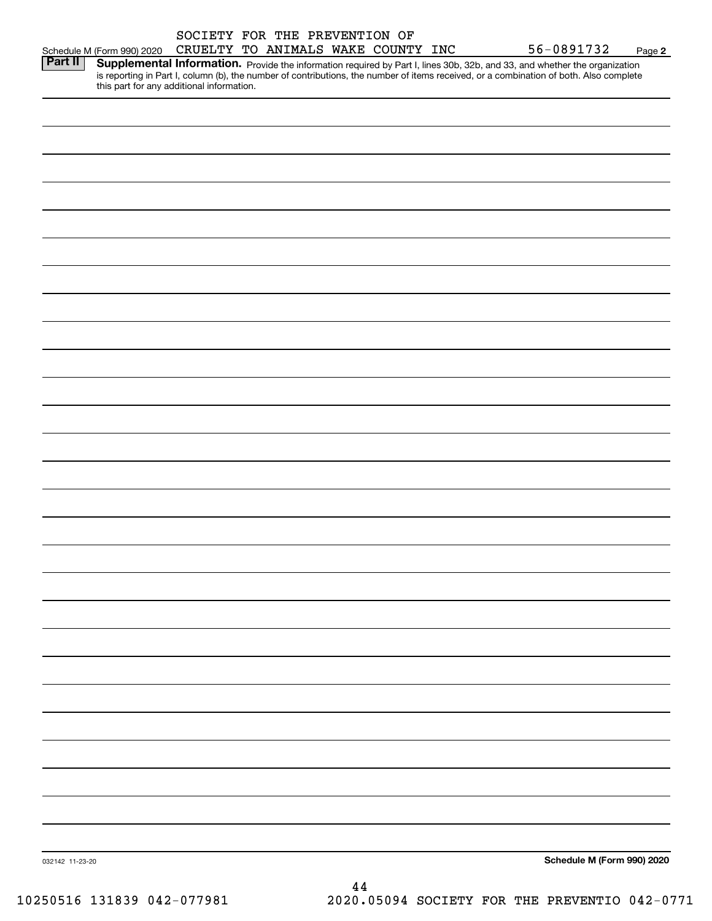Schedule M (Form 990) 2020 SOCIETY FOR THE PREVENTION OF CRUELTY TO ANIMALS WAKE COUNTY INC 56-0891732 Page **2**

**Part II** **Supplemental Information.** Provide the information required by Part I, lines 30b, 32b, and 33, and whether the organization is reporting in Part I, column (b), the number of contributions, the number of items received, or a combination of both. Also complete this part for any additional information.

032142 11-23-20

**Schedule M (Form 990) 2020**

44

10250516 131839 042-077981 2020.05094 SOCIETY FOR THE PREVENTIO 042-0771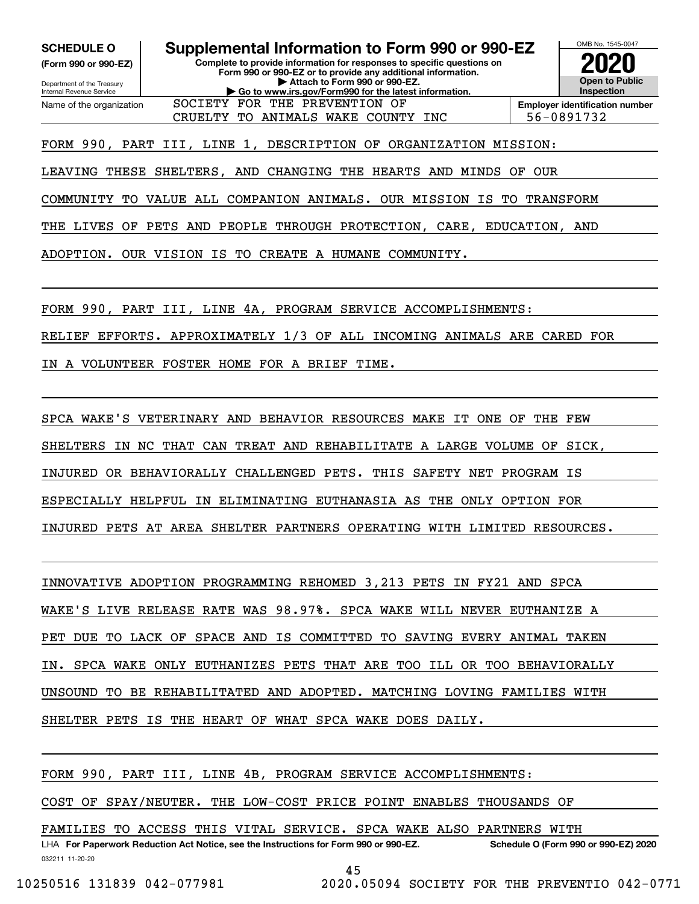**SCHEDULE O**
**(Form 990 or 990-EZ)**

Department of the Treasury
Internal Revenue Service

# Supplemental Information to Form 990 or 990-EZ

**Complete to provide information for responses to specific questions on Form 990 or 990-EZ or to provide any additional information.**
**▶ Attach to Form 990 or 990-EZ.**
**▶ Go to www.irs.gov/Form990 for the latest information.**

OMB No. 1545-0047
**2020**
**Open to Public Inspection**

Name of the organization: SOCIETY FOR THE PREVENTION OF CRUELTY TO ANIMALS WAKE COUNTY INC

**Employer identification number:** 56-0891732

FORM 990, PART III, LINE 1, DESCRIPTION OF ORGANIZATION MISSION:

LEAVING THESE SHELTERS, AND CHANGING THE HEARTS AND MINDS OF OUR COMMUNITY TO VALUE ALL COMPANION ANIMALS. OUR MISSION IS TO TRANSFORM THE LIVES OF PETS AND PEOPLE THROUGH PROTECTION, CARE, EDUCATION, AND ADOPTION. OUR VISION IS TO CREATE A HUMANE COMMUNITY.

FORM 990, PART III, LINE 4A, PROGRAM SERVICE ACCOMPLISHMENTS:

RELIEF EFFORTS. APPROXIMATELY 1/3 OF ALL INCOMING ANIMALS ARE CARED FOR IN A VOLUNTEER FOSTER HOME FOR A BRIEF TIME.

SPCA WAKE'S VETERINARY AND BEHAVIOR RESOURCES MAKE IT ONE OF THE FEW SHELTERS IN NC THAT CAN TREAT AND REHABILITATE A LARGE VOLUME OF SICK, INJURED OR BEHAVIORALLY CHALLENGED PETS. THIS SAFETY NET PROGRAM IS ESPECIALLY HELPFUL IN ELIMINATING EUTHANASIA AS THE ONLY OPTION FOR INJURED PETS AT AREA SHELTER PARTNERS OPERATING WITH LIMITED RESOURCES.

INNOVATIVE ADOPTION PROGRAMMING REHOMED 3,213 PETS IN FY21 AND SPCA WAKE'S LIVE RELEASE RATE WAS 98.97%. SPCA WAKE WILL NEVER EUTHANIZE A PET DUE TO LACK OF SPACE AND IS COMMITTED TO SAVING EVERY ANIMAL TAKEN IN. SPCA WAKE ONLY EUTHANIZES PETS THAT ARE TOO ILL OR TOO BEHAVIORALLY UNSOUND TO BE REHABILITATED AND ADOPTED. MATCHING LOVING FAMILIES WITH SHELTER PETS IS THE HEART OF WHAT SPCA WAKE DOES DAILY.

FORM 990, PART III, LINE 4B, PROGRAM SERVICE ACCOMPLISHMENTS:

COST OF SPAY/NEUTER. THE LOW-COST PRICE POINT ENABLES THOUSANDS OF FAMILIES TO ACCESS THIS VITAL SERVICE. SPCA WAKE ALSO PARTNERS WITH

LHA **For Paperwork Reduction Act Notice, see the Instructions for Form 990 or 990-EZ.** **Schedule O (Form 990 or 990-EZ) 2020**

032211 11-20-20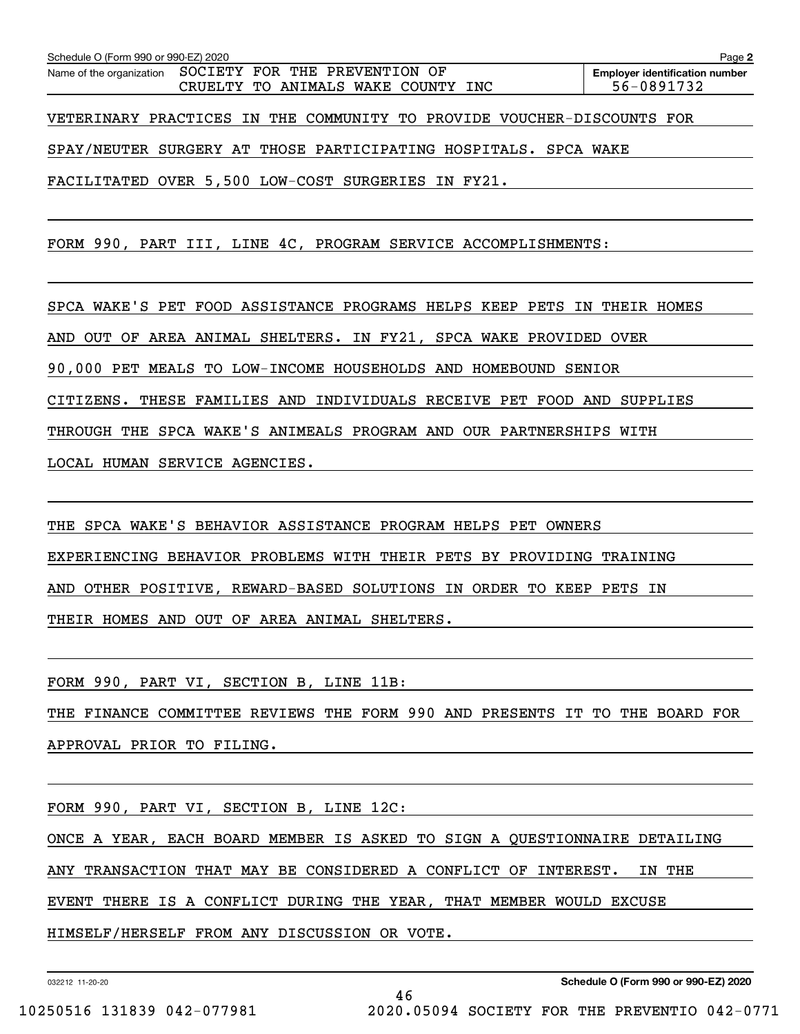Schedule O (Form 990 or 990-EZ) 2020

Name of the organization: SOCIETY FOR THE PREVENTION OF CRUELTY TO ANIMALS WAKE COUNTY INC

**Employer identification number** 56-0891732

VETERINARY PRACTICES IN THE COMMUNITY TO PROVIDE VOUCHER-DISCOUNTS FOR SPAY/NEUTER SURGERY AT THOSE PARTICIPATING HOSPITALS. SPCA WAKE FACILITATED OVER 5,500 LOW-COST SURGERIES IN FY21.

FORM 990, PART III, LINE 4C, PROGRAM SERVICE ACCOMPLISHMENTS:

SPCA WAKE'S PET FOOD ASSISTANCE PROGRAMS HELPS KEEP PETS IN THEIR HOMES AND OUT OF AREA ANIMAL SHELTERS. IN FY21, SPCA WAKE PROVIDED OVER 90,000 PET MEALS TO LOW-INCOME HOUSEHOLDS AND HOMEBOUND SENIOR CITIZENS. THESE FAMILIES AND INDIVIDUALS RECEIVE PET FOOD AND SUPPLIES THROUGH THE SPCA WAKE'S ANIMEALS PROGRAM AND OUR PARTNERSHIPS WITH LOCAL HUMAN SERVICE AGENCIES.

THE SPCA WAKE'S BEHAVIOR ASSISTANCE PROGRAM HELPS PET OWNERS EXPERIENCING BEHAVIOR PROBLEMS WITH THEIR PETS BY PROVIDING TRAINING AND OTHER POSITIVE, REWARD-BASED SOLUTIONS IN ORDER TO KEEP PETS IN THEIR HOMES AND OUT OF AREA ANIMAL SHELTERS.

FORM 990, PART VI, SECTION B, LINE 11B:

THE FINANCE COMMITTEE REVIEWS THE FORM 990 AND PRESENTS IT TO THE BOARD FOR APPROVAL PRIOR TO FILING.

FORM 990, PART VI, SECTION B, LINE 12C:

ONCE A YEAR, EACH BOARD MEMBER IS ASKED TO SIGN A QUESTIONNAIRE DETAILING ANY TRANSACTION THAT MAY BE CONSIDERED A CONFLICT OF INTEREST. IN THE EVENT THERE IS A CONFLICT DURING THE YEAR, THAT MEMBER WOULD EXCUSE HIMSELF/HERSELF FROM ANY DISCUSSION OR VOTE.

032212 11-20-20

**Schedule O (Form 990 or 990-EZ) 2020**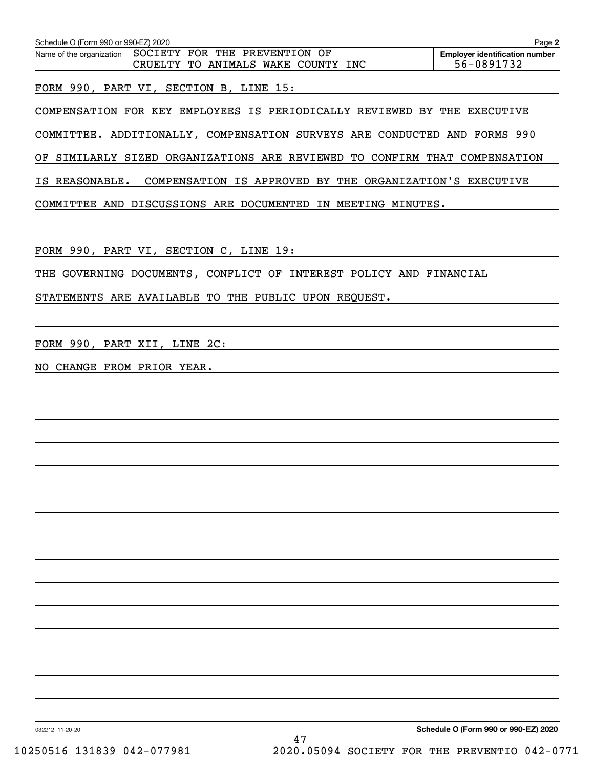Schedule O (Form 990 or 990-EZ) 2020

Name of the organization: SOCIETY FOR THE PREVENTION OF CRUELTY TO ANIMALS WAKE COUNTY INC

**Employer identification number**: 56-0891732

FORM 990, PART VI, SECTION B, LINE 15:

COMPENSATION FOR KEY EMPLOYEES IS PERIODICALLY REVIEWED BY THE EXECUTIVE COMMITTEE. ADDITIONALLY, COMPENSATION SURVEYS ARE CONDUCTED AND FORMS 990 OF SIMILARLY SIZED ORGANIZATIONS ARE REVIEWED TO CONFIRM THAT COMPENSATION IS REASONABLE.  COMPENSATION IS APPROVED BY THE ORGANIZATION'S EXECUTIVE COMMITTEE AND DISCUSSIONS ARE DOCUMENTED IN MEETING MINUTES.

FORM 990, PART VI, SECTION C, LINE 19:

THE GOVERNING DOCUMENTS, CONFLICT OF INTEREST POLICY AND FINANCIAL STATEMENTS ARE AVAILABLE TO THE PUBLIC UPON REQUEST.

FORM 990, PART XII, LINE 2C:

NO CHANGE FROM PRIOR YEAR.

032212 11-20-20

**Schedule O (Form 990 or 990-EZ) 2020**

10250516 131839 042-077981    2020.05094 SOCIETY FOR THE PREVENTIO 042-0771